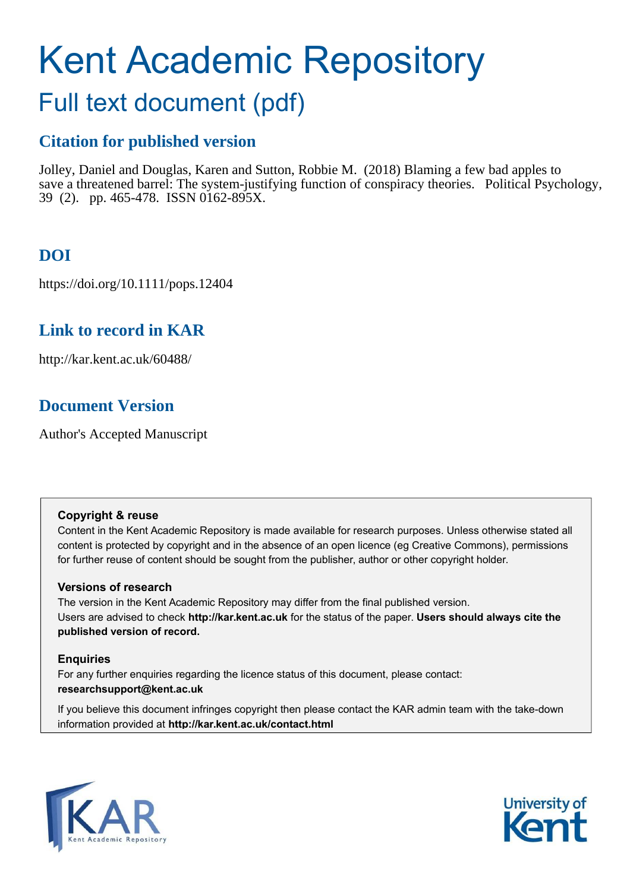# Kent Academic Repository

## Full text document (pdf)

### Citation for published version

Jolley, Daniel and Douglas, Karen and Sutton, Robbie M. (2018) Blaming a few bad apples to save a threatened barrel: The system-justifying function of conspiracy theories. Political Psychology, 39 (2). pp. 465-478. ISSN 0162-895X.

### DOI

https://doi.org/10.1111/pops.12404

### Link to record in KAR

http://kar.kent.ac.uk/60488/

### Document Version

Author's Accepted Manuscript

**Copyright & reuse**

Content in the Kent Academic Repository is made available for research purposes. Unless otherwise stated all content is protected by copyright and in the absence of an open licence (eg Creative Commons), permissions for further reuse of content should be sought from the publisher, author or other copyright holder.

**Versions of research**

The version in the Kent Academic Repository may differ from the final published version.
Users are advised to check **http://kar.kent.ac.uk** for the status of the paper. **Users should always cite the published version of record.**

**Enquiries**

For any further enquiries regarding the licence status of this document, please contact:
**researchsupport@kent.ac.uk**

If you believe this document infringes copyright then please contact the KAR admin team with the take-down information provided at **http://kar.kent.ac.uk/contact.html**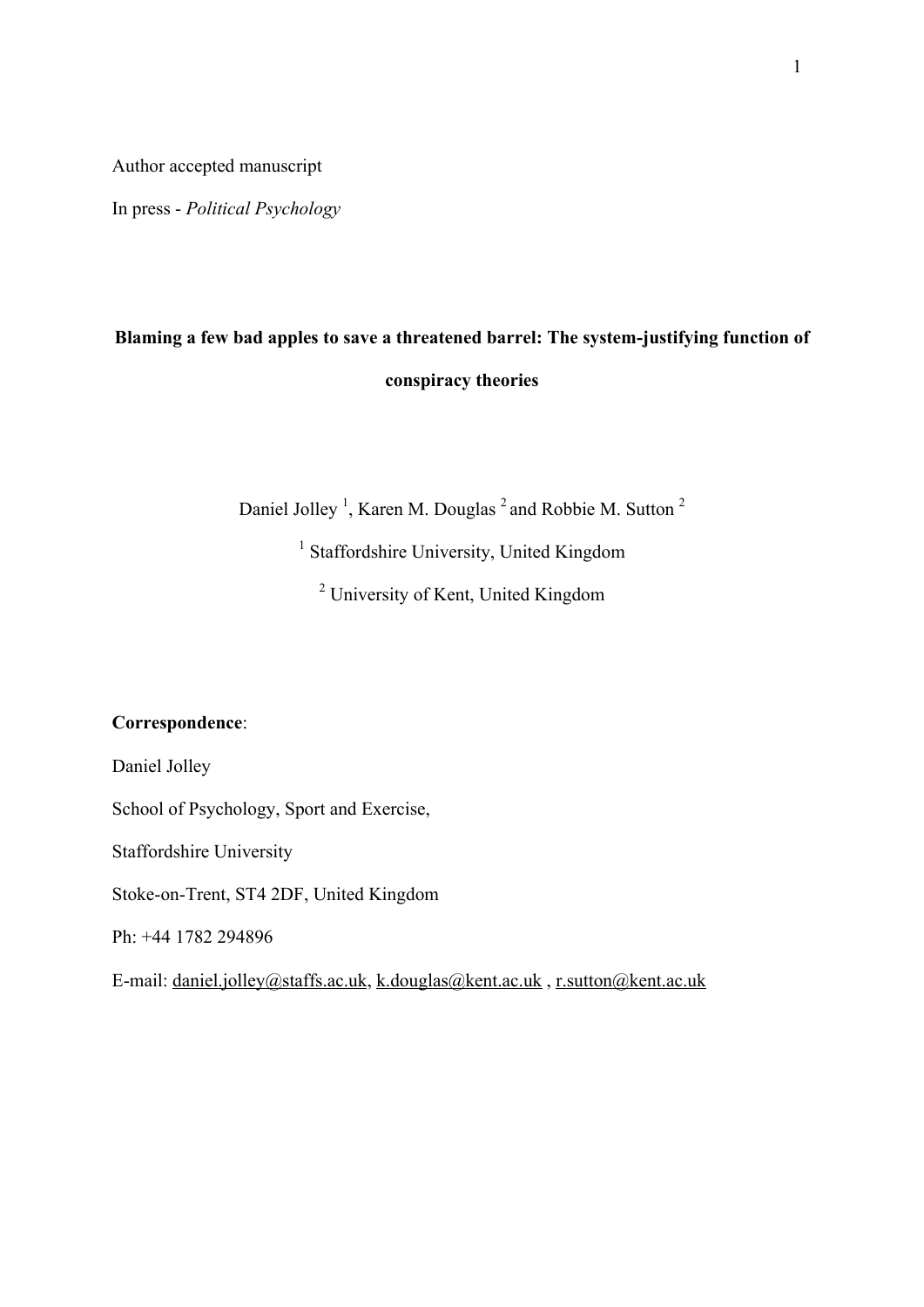Author accepted manuscript

In press - *Political Psychology*

**Blaming a few bad apples to save a threatened barrel: The system-justifying function of conspiracy theories**

Daniel Jolley [1], Karen M. Douglas [2] and Robbie M. Sutton [2]

[1] Staffordshire University, United Kingdom

[2] University of Kent, United Kingdom

**Correspondence**:

Daniel Jolley

School of Psychology, Sport and Exercise,

Staffordshire University

Stoke-on-Trent, ST4 2DF, United Kingdom

Ph: +44 1782 294896

E-mail: daniel.jolley@staffs.ac.uk, k.douglas@kent.ac.uk , r.sutton@kent.ac.uk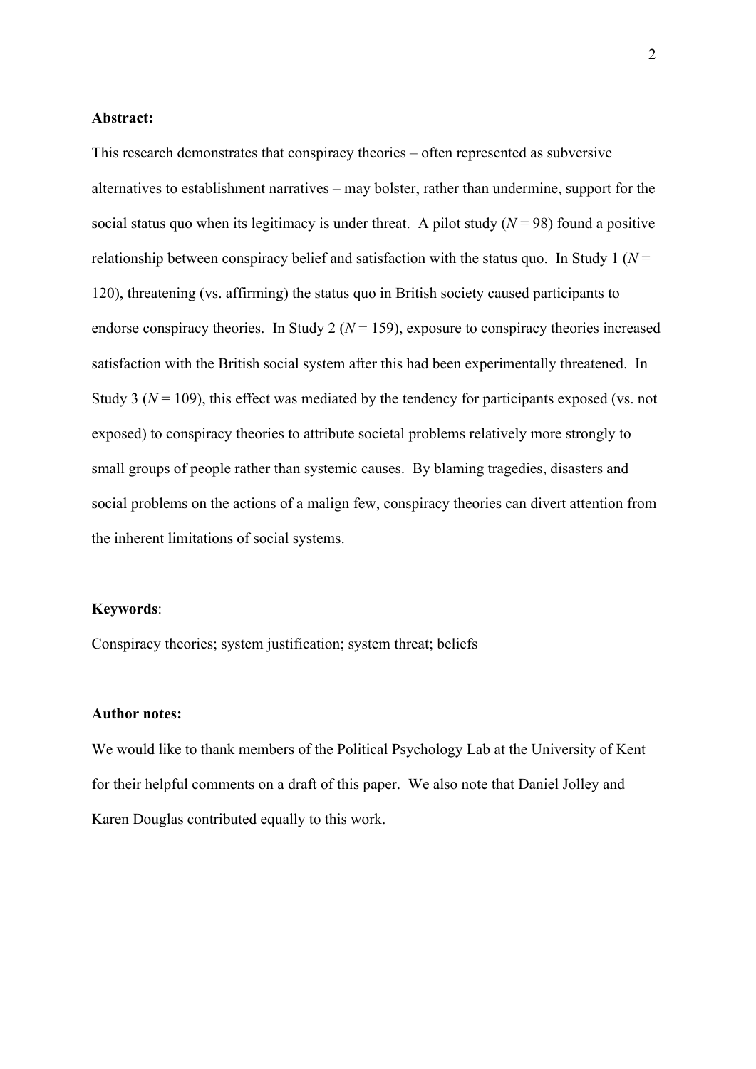**Abstract:**

This research demonstrates that conspiracy theories – often represented as subversive alternatives to establishment narratives – may bolster, rather than undermine, support for the social status quo when its legitimacy is under threat. A pilot study ($N$ = 98) found a positive relationship between conspiracy belief and satisfaction with the status quo. In Study 1 ($N$ = 120), threatening (vs. affirming) the status quo in British society caused participants to endorse conspiracy theories. In Study 2 ($N$ = 159), exposure to conspiracy theories increased satisfaction with the British social system after this had been experimentally threatened. In Study 3 ($N$ = 109), this effect was mediated by the tendency for participants exposed (vs. not exposed) to conspiracy theories to attribute societal problems relatively more strongly to small groups of people rather than systemic causes. By blaming tragedies, disasters and social problems on the actions of a malign few, conspiracy theories can divert attention from the inherent limitations of social systems.

**Keywords**:

Conspiracy theories; system justification; system threat; beliefs

**Author notes:**

We would like to thank members of the Political Psychology Lab at the University of Kent for their helpful comments on a draft of this paper. We also note that Daniel Jolley and Karen Douglas contributed equally to this work.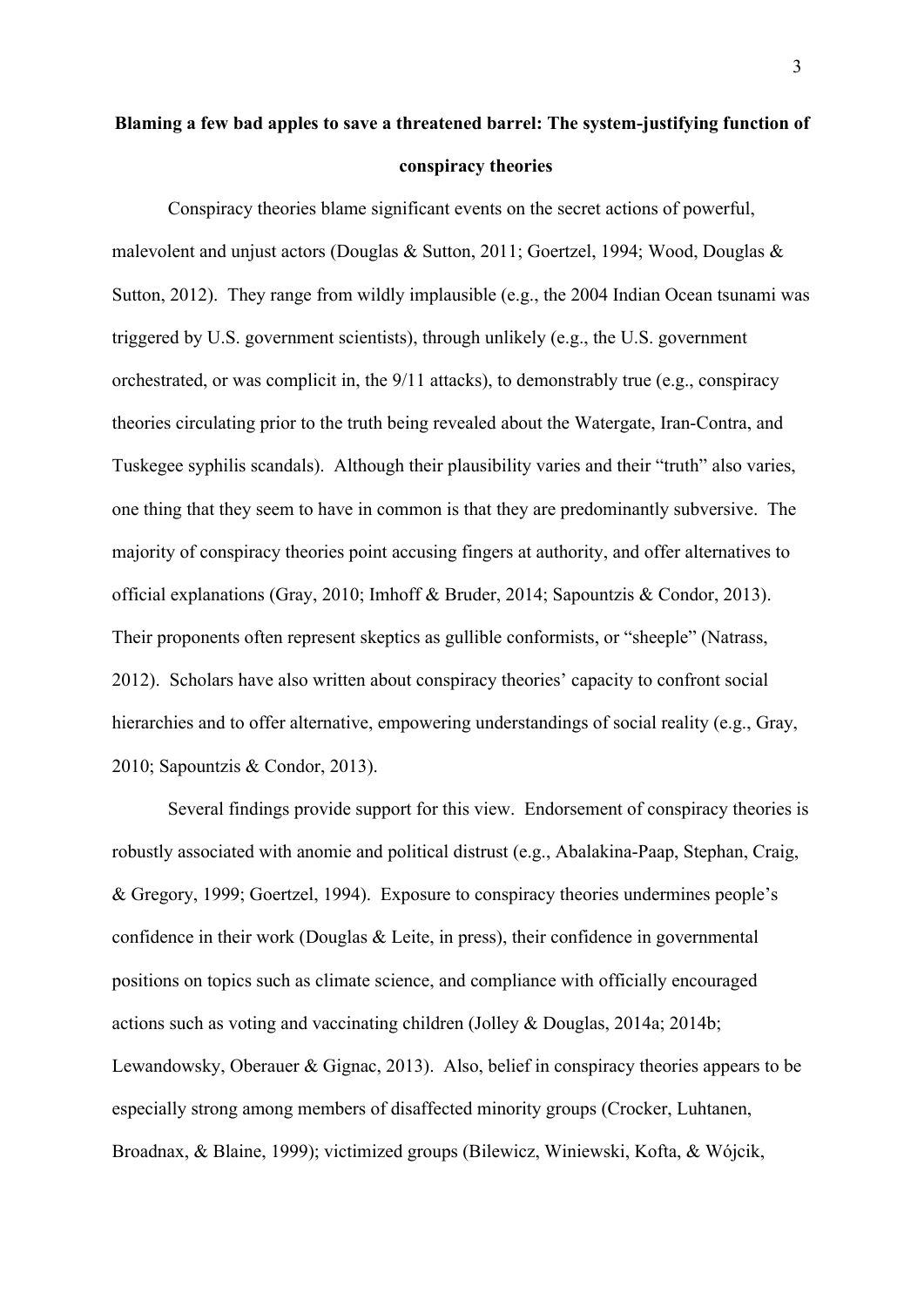# Blaming a few bad apples to save a threatened barrel: The system-justifying function of conspiracy theories

Conspiracy theories blame significant events on the secret actions of powerful, malevolent and unjust actors (Douglas & Sutton, 2011; Goertzel, 1994; Wood, Douglas & Sutton, 2012). They range from wildly implausible (e.g., the 2004 Indian Ocean tsunami was triggered by U.S. government scientists), through unlikely (e.g., the U.S. government orchestrated, or was complicit in, the 9/11 attacks), to demonstrably true (e.g., conspiracy theories circulating prior to the truth being revealed about the Watergate, Iran-Contra, and Tuskegee syphilis scandals). Although their plausibility varies and their "truth" also varies, one thing that they seem to have in common is that they are predominantly subversive. The majority of conspiracy theories point accusing fingers at authority, and offer alternatives to official explanations (Gray, 2010; Imhoff & Bruder, 2014; Sapountzis & Condor, 2013). Their proponents often represent skeptics as gullible conformists, or "sheeple" (Natrass, 2012). Scholars have also written about conspiracy theories' capacity to confront social hierarchies and to offer alternative, empowering understandings of social reality (e.g., Gray, 2010; Sapountzis & Condor, 2013).

Several findings provide support for this view. Endorsement of conspiracy theories is robustly associated with anomie and political distrust (e.g., Abalakina-Paap, Stephan, Craig, & Gregory, 1999; Goertzel, 1994). Exposure to conspiracy theories undermines people's confidence in their work (Douglas & Leite, in press), their confidence in governmental positions on topics such as climate science, and compliance with officially encouraged actions such as voting and vaccinating children (Jolley & Douglas, 2014a; 2014b; Lewandowsky, Oberauer & Gignac, 2013). Also, belief in conspiracy theories appears to be especially strong among members of disaffected minority groups (Crocker, Luhtanen, Broadnax, & Blaine, 1999); victimized groups (Bilewicz, Winiewski, Kofta, & Wójcik,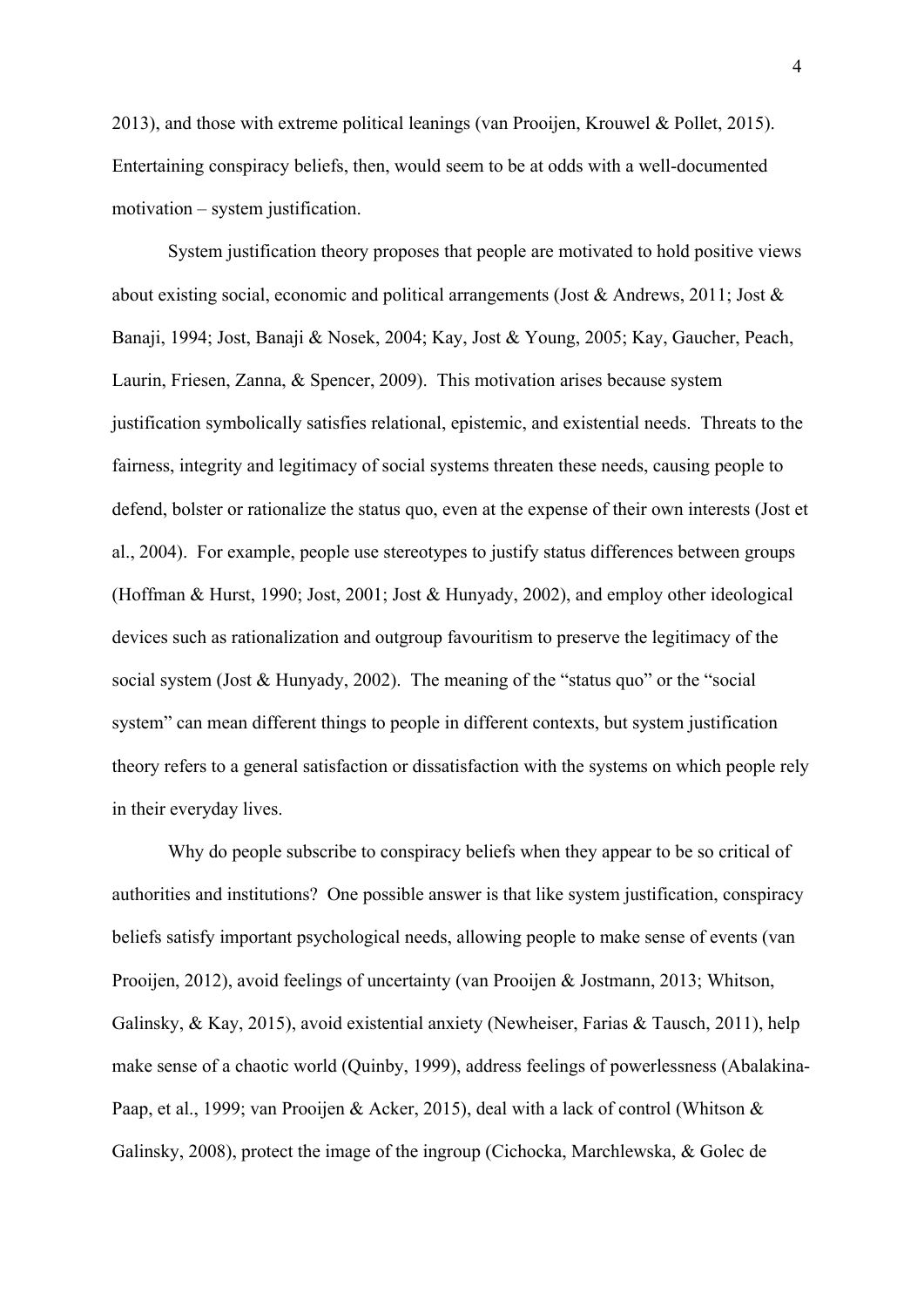2013), and those with extreme political leanings (van Prooijen, Krouwel & Pollet, 2015). Entertaining conspiracy beliefs, then, would seem to be at odds with a well-documented motivation – system justification.

System justification theory proposes that people are motivated to hold positive views about existing social, economic and political arrangements (Jost & Andrews, 2011; Jost & Banaji, 1994; Jost, Banaji & Nosek, 2004; Kay, Jost & Young, 2005; Kay, Gaucher, Peach, Laurin, Friesen, Zanna, & Spencer, 2009). This motivation arises because system justification symbolically satisfies relational, epistemic, and existential needs. Threats to the fairness, integrity and legitimacy of social systems threaten these needs, causing people to defend, bolster or rationalize the status quo, even at the expense of their own interests (Jost et al., 2004). For example, people use stereotypes to justify status differences between groups (Hoffman & Hurst, 1990; Jost, 2001; Jost & Hunyady, 2002), and employ other ideological devices such as rationalization and outgroup favouritism to preserve the legitimacy of the social system (Jost & Hunyady, 2002). The meaning of the "status quo" or the "social system" can mean different things to people in different contexts, but system justification theory refers to a general satisfaction or dissatisfaction with the systems on which people rely in their everyday lives.

Why do people subscribe to conspiracy beliefs when they appear to be so critical of authorities and institutions? One possible answer is that like system justification, conspiracy beliefs satisfy important psychological needs, allowing people to make sense of events (van Prooijen, 2012), avoid feelings of uncertainty (van Prooijen & Jostmann, 2013; Whitson, Galinsky, & Kay, 2015), avoid existential anxiety (Newheiser, Farias & Tausch, 2011), help make sense of a chaotic world (Quinby, 1999), address feelings of powerlessness (Abalakina-Paap, et al., 1999; van Prooijen & Acker, 2015), deal with a lack of control (Whitson & Galinsky, 2008), protect the image of the ingroup (Cichocka, Marchlewska, & Golec de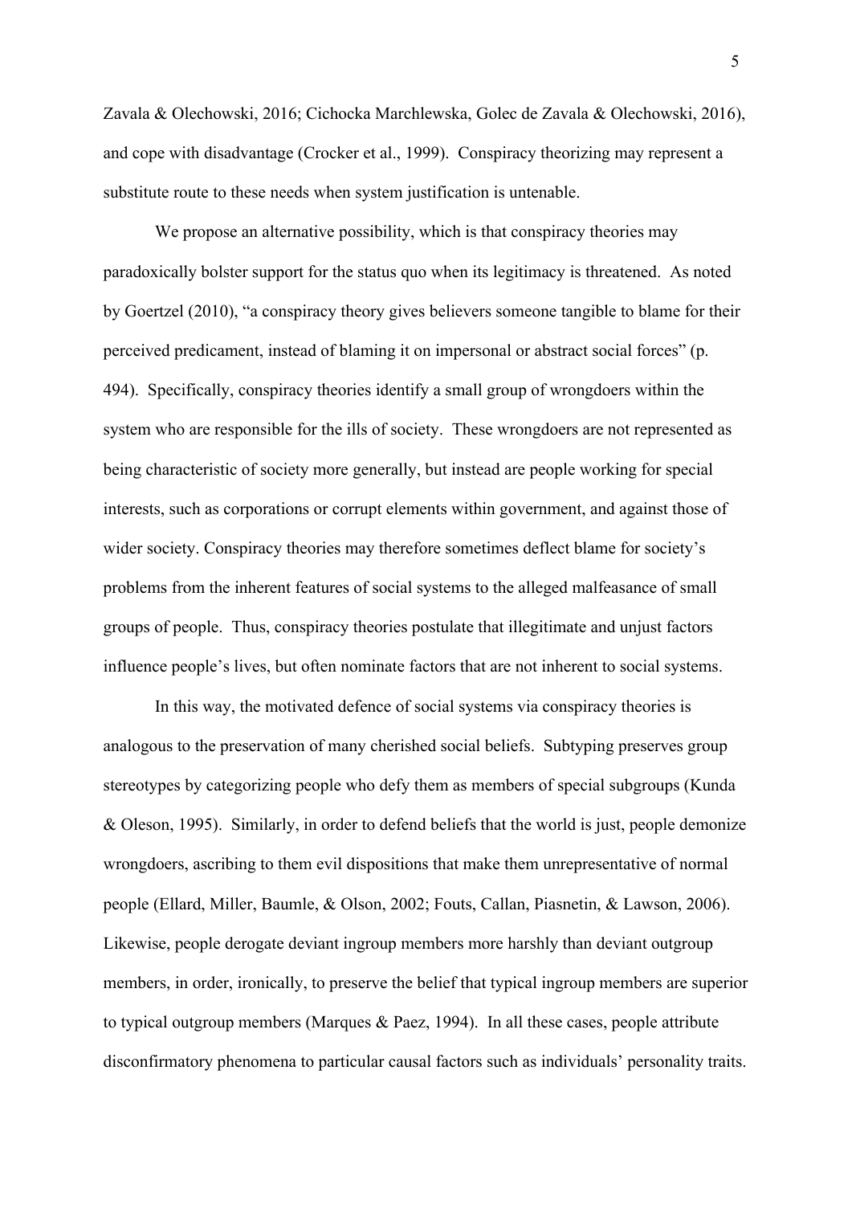Zavala & Olechowski, 2016; Cichocka Marchlewska, Golec de Zavala & Olechowski, 2016), and cope with disadvantage (Crocker et al., 1999). Conspiracy theorizing may represent a substitute route to these needs when system justification is untenable.

We propose an alternative possibility, which is that conspiracy theories may paradoxically bolster support for the status quo when its legitimacy is threatened. As noted by Goertzel (2010), "a conspiracy theory gives believers someone tangible to blame for their perceived predicament, instead of blaming it on impersonal or abstract social forces" (p. 494). Specifically, conspiracy theories identify a small group of wrongdoers within the system who are responsible for the ills of society. These wrongdoers are not represented as being characteristic of society more generally, but instead are people working for special interests, such as corporations or corrupt elements within government, and against those of wider society. Conspiracy theories may therefore sometimes deflect blame for society's problems from the inherent features of social systems to the alleged malfeasance of small groups of people. Thus, conspiracy theories postulate that illegitimate and unjust factors influence people's lives, but often nominate factors that are not inherent to social systems.

In this way, the motivated defence of social systems via conspiracy theories is analogous to the preservation of many cherished social beliefs. Subtyping preserves group stereotypes by categorizing people who defy them as members of special subgroups (Kunda & Oleson, 1995). Similarly, in order to defend beliefs that the world is just, people demonize wrongdoers, ascribing to them evil dispositions that make them unrepresentative of normal people (Ellard, Miller, Baumle, & Olson, 2002; Fouts, Callan, Piasnetin, & Lawson, 2006). Likewise, people derogate deviant ingroup members more harshly than deviant outgroup members, in order, ironically, to preserve the belief that typical ingroup members are superior to typical outgroup members (Marques & Paez, 1994). In all these cases, people attribute disconfirmatory phenomena to particular causal factors such as individuals' personality traits.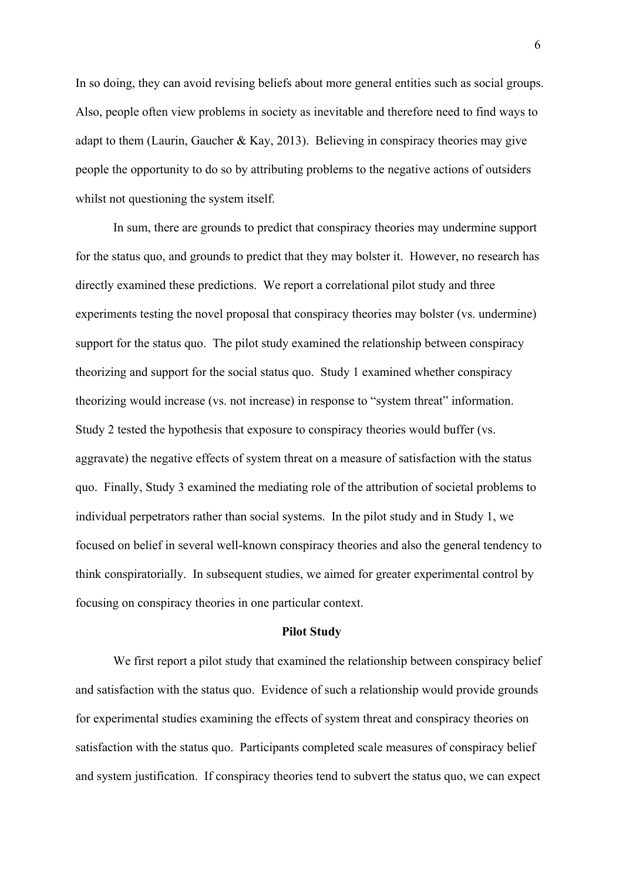In so doing, they can avoid revising beliefs about more general entities such as social groups. Also, people often view problems in society as inevitable and therefore need to find ways to adapt to them (Laurin, Gaucher & Kay, 2013). Believing in conspiracy theories may give people the opportunity to do so by attributing problems to the negative actions of outsiders whilst not questioning the system itself.

In sum, there are grounds to predict that conspiracy theories may undermine support for the status quo, and grounds to predict that they may bolster it. However, no research has directly examined these predictions. We report a correlational pilot study and three experiments testing the novel proposal that conspiracy theories may bolster (vs. undermine) support for the status quo. The pilot study examined the relationship between conspiracy theorizing and support for the social status quo. Study 1 examined whether conspiracy theorizing would increase (vs. not increase) in response to "system threat" information. Study 2 tested the hypothesis that exposure to conspiracy theories would buffer (vs. aggravate) the negative effects of system threat on a measure of satisfaction with the status quo. Finally, Study 3 examined the mediating role of the attribution of societal problems to individual perpetrators rather than social systems. In the pilot study and in Study 1, we focused on belief in several well-known conspiracy theories and also the general tendency to think conspiratorially. In subsequent studies, we aimed for greater experimental control by focusing on conspiracy theories in one particular context.

## Pilot Study

We first report a pilot study that examined the relationship between conspiracy belief and satisfaction with the status quo. Evidence of such a relationship would provide grounds for experimental studies examining the effects of system threat and conspiracy theories on satisfaction with the status quo. Participants completed scale measures of conspiracy belief and system justification. If conspiracy theories tend to subvert the status quo, we can expect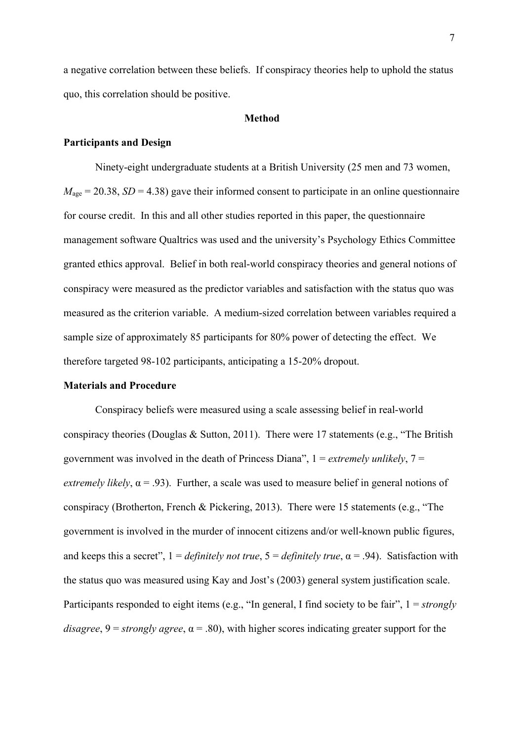a negative correlation between these beliefs. If conspiracy theories help to uphold the status quo, this correlation should be positive.

## Method

### Participants and Design

Ninety-eight undergraduate students at a British University (25 men and 73 women, $M_{age}$ = 20.38, $SD$ = 4.38) gave their informed consent to participate in an online questionnaire for course credit. In this and all other studies reported in this paper, the questionnaire management software Qualtrics was used and the university's Psychology Ethics Committee granted ethics approval. Belief in both real-world conspiracy theories and general notions of conspiracy were measured as the predictor variables and satisfaction with the status quo was measured as the criterion variable. A medium-sized correlation between variables required a sample size of approximately 85 participants for 80% power of detecting the effect. We therefore targeted 98-102 participants, anticipating a 15-20% dropout.

### Materials and Procedure

Conspiracy beliefs were measured using a scale assessing belief in real-world conspiracy theories (Douglas & Sutton, 2011). There were 17 statements (e.g., "The British government was involved in the death of Princess Diana", 1 = *extremely unlikely*, 7 = *extremely likely*, $\alpha$ = .93). Further, a scale was used to measure belief in general notions of conspiracy (Brotherton, French & Pickering, 2013). There were 15 statements (e.g., "The government is involved in the murder of innocent citizens and/or well-known public figures, and keeps this a secret", 1 = *definitely not true*, 5 = *definitely true*, $\alpha$ = .94). Satisfaction with the status quo was measured using Kay and Jost's (2003) general system justification scale. Participants responded to eight items (e.g., "In general, I find society to be fair", 1 = *strongly disagree*, 9 = *strongly agree*, $\alpha$ = .80), with higher scores indicating greater support for the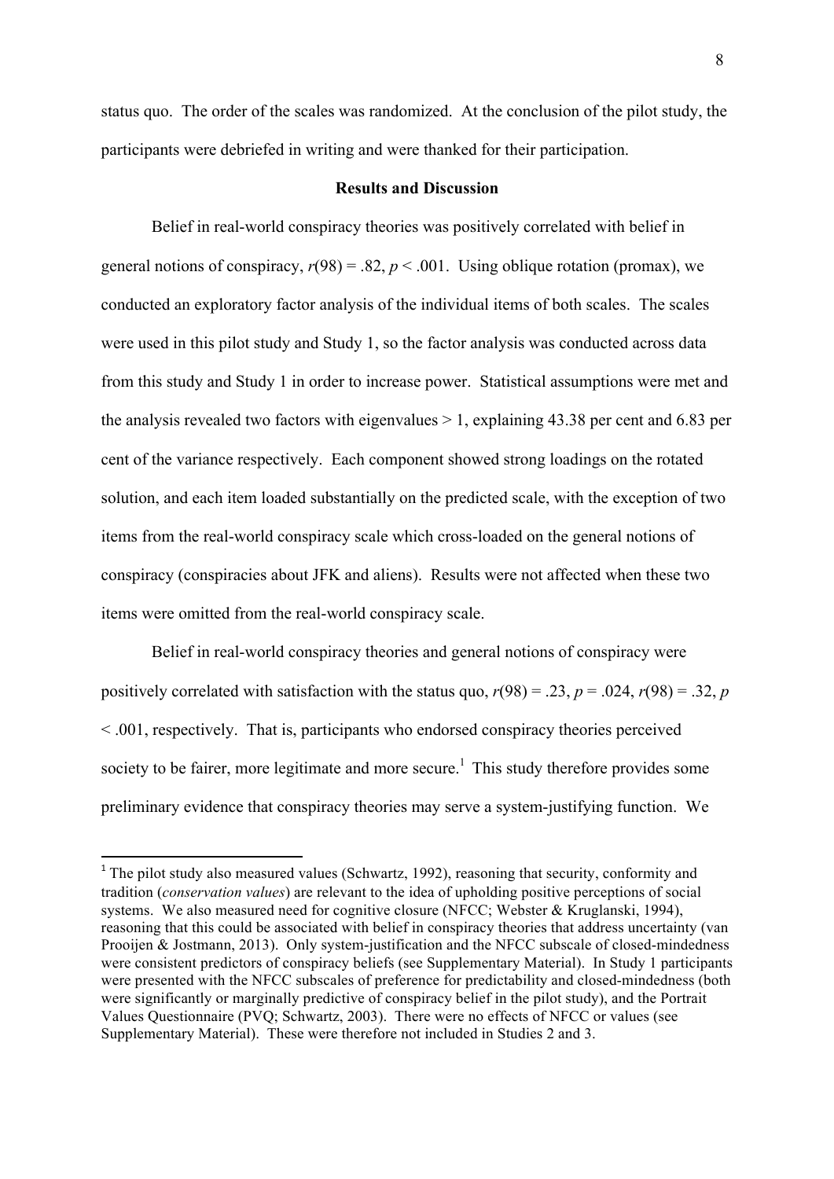status quo. The order of the scales was randomized. At the conclusion of the pilot study, the participants were debriefed in writing and were thanked for their participation.

### Results and Discussion

Belief in real-world conspiracy theories was positively correlated with belief in general notions of conspiracy, $r(98) = .82$, $p < .001$. Using oblique rotation (promax), we conducted an exploratory factor analysis of the individual items of both scales. The scales were used in this pilot study and Study 1, so the factor analysis was conducted across data from this study and Study 1 in order to increase power. Statistical assumptions were met and the analysis revealed two factors with eigenvalues > 1, explaining 43.38 per cent and 6.83 per cent of the variance respectively. Each component showed strong loadings on the rotated solution, and each item loaded substantially on the predicted scale, with the exception of two items from the real-world conspiracy scale which cross-loaded on the general notions of conspiracy (conspiracies about JFK and aliens). Results were not affected when these two items were omitted from the real-world conspiracy scale.

Belief in real-world conspiracy theories and general notions of conspiracy were positively correlated with satisfaction with the status quo, $r(98) = .23$, $p = .024$, $r(98) = .32$, $p < .001$, respectively. That is, participants who endorsed conspiracy theories perceived society to be fairer, more legitimate and more secure.[1] This study therefore provides some preliminary evidence that conspiracy theories may serve a system-justifying function. We

---

[1] The pilot study also measured values (Schwartz, 1992), reasoning that security, conformity and tradition (*conservation values*) are relevant to the idea of upholding positive perceptions of social systems. We also measured need for cognitive closure (NFCC; Webster & Kruglanski, 1994), reasoning that this could be associated with belief in conspiracy theories that address uncertainty (van Prooijen & Jostmann, 2013). Only system-justification and the NFCC subscale of closed-mindedness were consistent predictors of conspiracy beliefs (see Supplementary Material). In Study 1 participants were presented with the NFCC subscales of preference for predictability and closed-mindedness (both were significantly or marginally predictive of conspiracy belief in the pilot study), and the Portrait Values Questionnaire (PVQ; Schwartz, 2003). There were no effects of NFCC or values (see Supplementary Material). These were therefore not included in Studies 2 and 3.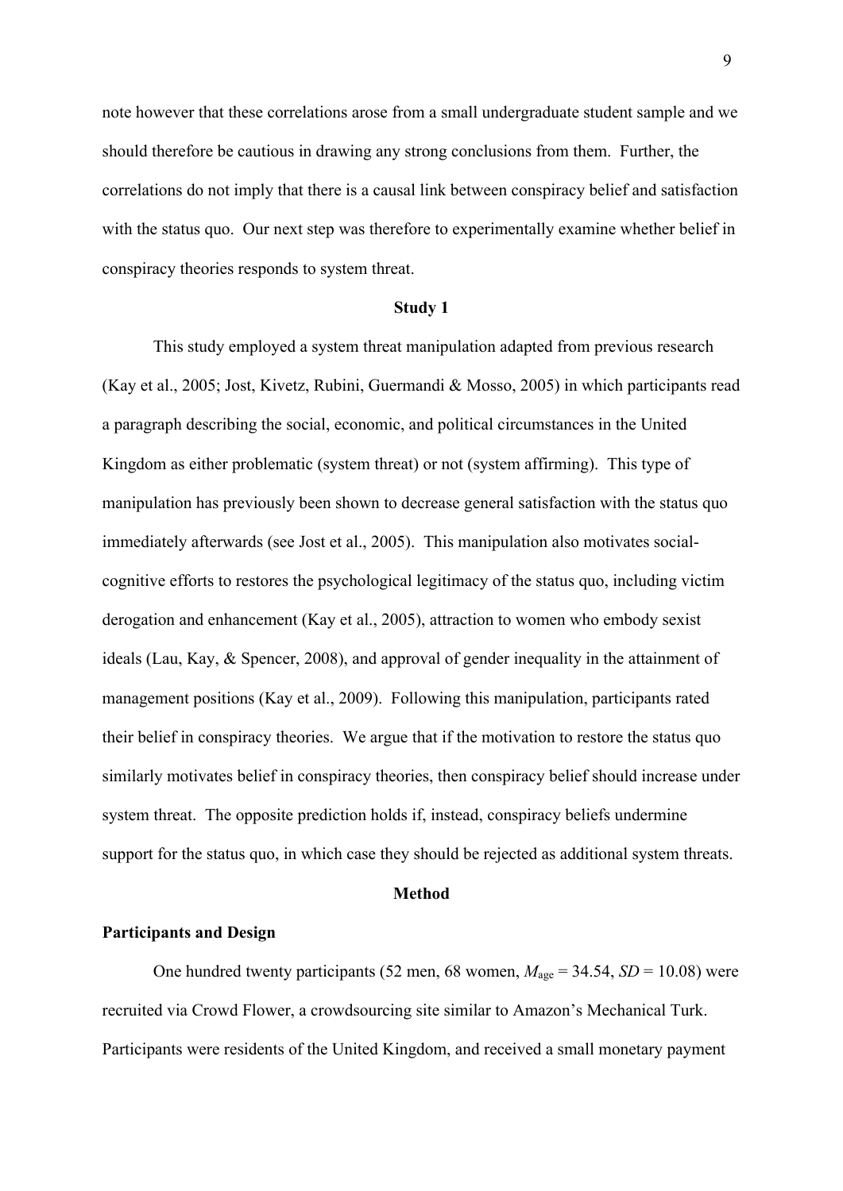note however that these correlations arose from a small undergraduate student sample and we should therefore be cautious in drawing any strong conclusions from them. Further, the correlations do not imply that there is a causal link between conspiracy belief and satisfaction with the status quo. Our next step was therefore to experimentally examine whether belief in conspiracy theories responds to system threat.

## Study 1

This study employed a system threat manipulation adapted from previous research (Kay et al., 2005; Jost, Kivetz, Rubini, Guermandi & Mosso, 2005) in which participants read a paragraph describing the social, economic, and political circumstances in the United Kingdom as either problematic (system threat) or not (system affirming). This type of manipulation has previously been shown to decrease general satisfaction with the status quo immediately afterwards (see Jost et al., 2005). This manipulation also motivates social-cognitive efforts to restores the psychological legitimacy of the status quo, including victim derogation and enhancement (Kay et al., 2005), attraction to women who embody sexist ideals (Lau, Kay, & Spencer, 2008), and approval of gender inequality in the attainment of management positions (Kay et al., 2009). Following this manipulation, participants rated their belief in conspiracy theories. We argue that if the motivation to restore the status quo similarly motivates belief in conspiracy theories, then conspiracy belief should increase under system threat. The opposite prediction holds if, instead, conspiracy beliefs undermine support for the status quo, in which case they should be rejected as additional system threats.

## Method

### Participants and Design

One hundred twenty participants (52 men, 68 women, $M_{\text{age}}$ = 34.54, $SD$ = 10.08) were recruited via Crowd Flower, a crowdsourcing site similar to Amazon's Mechanical Turk. Participants were residents of the United Kingdom, and received a small monetary payment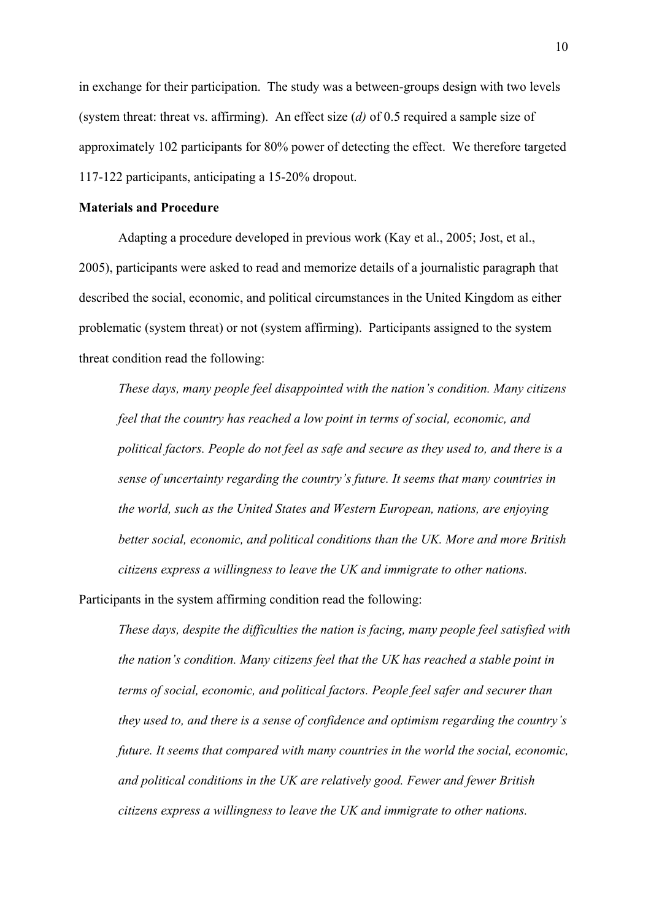in exchange for their participation. The study was a between-groups design with two levels (system threat: threat vs. affirming). An effect size (*d)* of 0.5 required a sample size of approximately 102 participants for 80% power of detecting the effect. We therefore targeted 117-122 participants, anticipating a 15-20% dropout.

**Materials and Procedure**

Adapting a procedure developed in previous work (Kay et al., 2005; Jost, et al., 2005), participants were asked to read and memorize details of a journalistic paragraph that described the social, economic, and political circumstances in the United Kingdom as either problematic (system threat) or not (system affirming). Participants assigned to the system threat condition read the following:

> *These days, many people feel disappointed with the nation's condition. Many citizens feel that the country has reached a low point in terms of social, economic, and political factors. People do not feel as safe and secure as they used to, and there is a sense of uncertainty regarding the country's future. It seems that many countries in the world, such as the United States and Western European, nations, are enjoying better social, economic, and political conditions than the UK. More and more British citizens express a willingness to leave the UK and immigrate to other nations.*

Participants in the system affirming condition read the following:

> *These days, despite the difficulties the nation is facing, many people feel satisfied with the nation's condition. Many citizens feel that the UK has reached a stable point in terms of social, economic, and political factors. People feel safer and securer than they used to, and there is a sense of confidence and optimism regarding the country's future. It seems that compared with many countries in the world the social, economic, and political conditions in the UK are relatively good. Fewer and fewer British citizens express a willingness to leave the UK and immigrate to other nations.*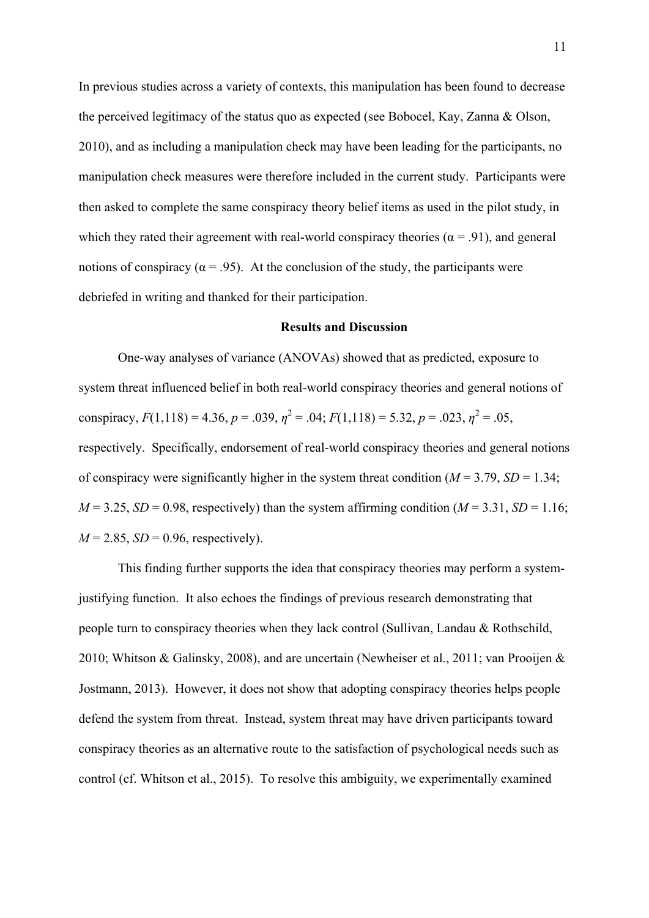In previous studies across a variety of contexts, this manipulation has been found to decrease the perceived legitimacy of the status quo as expected (see Bobocel, Kay, Zanna & Olson, 2010), and as including a manipulation check may have been leading for the participants, no manipulation check measures were therefore included in the current study. Participants were then asked to complete the same conspiracy theory belief items as used in the pilot study, in which they rated their agreement with real-world conspiracy theories ($\alpha = .91$), and general notions of conspiracy ($\alpha = .95$). At the conclusion of the study, the participants were debriefed in writing and thanked for their participation.

**Results and Discussion**

One-way analyses of variance (ANOVAs) showed that as predicted, exposure to system threat influenced belief in both real-world conspiracy theories and general notions of conspiracy, $F(1,118) = 4.36$, $p = .039$, $\eta^2 = .04$; $F(1,118) = 5.32$, $p = .023$, $\eta^2 = .05$, respectively. Specifically, endorsement of real-world conspiracy theories and general notions of conspiracy were significantly higher in the system threat condition ($M = 3.79$, $SD = 1.34$; $M = 3.25$, $SD = 0.98$, respectively) than the system affirming condition ($M = 3.31$, $SD = 1.16$; $M = 2.85$, $SD = 0.96$, respectively).

This finding further supports the idea that conspiracy theories may perform a system-justifying function. It also echoes the findings of previous research demonstrating that people turn to conspiracy theories when they lack control (Sullivan, Landau & Rothschild, 2010; Whitson & Galinsky, 2008), and are uncertain (Newheiser et al., 2011; van Prooijen & Jostmann, 2013). However, it does not show that adopting conspiracy theories helps people defend the system from threat. Instead, system threat may have driven participants toward conspiracy theories as an alternative route to the satisfaction of psychological needs such as control (cf. Whitson et al., 2015). To resolve this ambiguity, we experimentally examined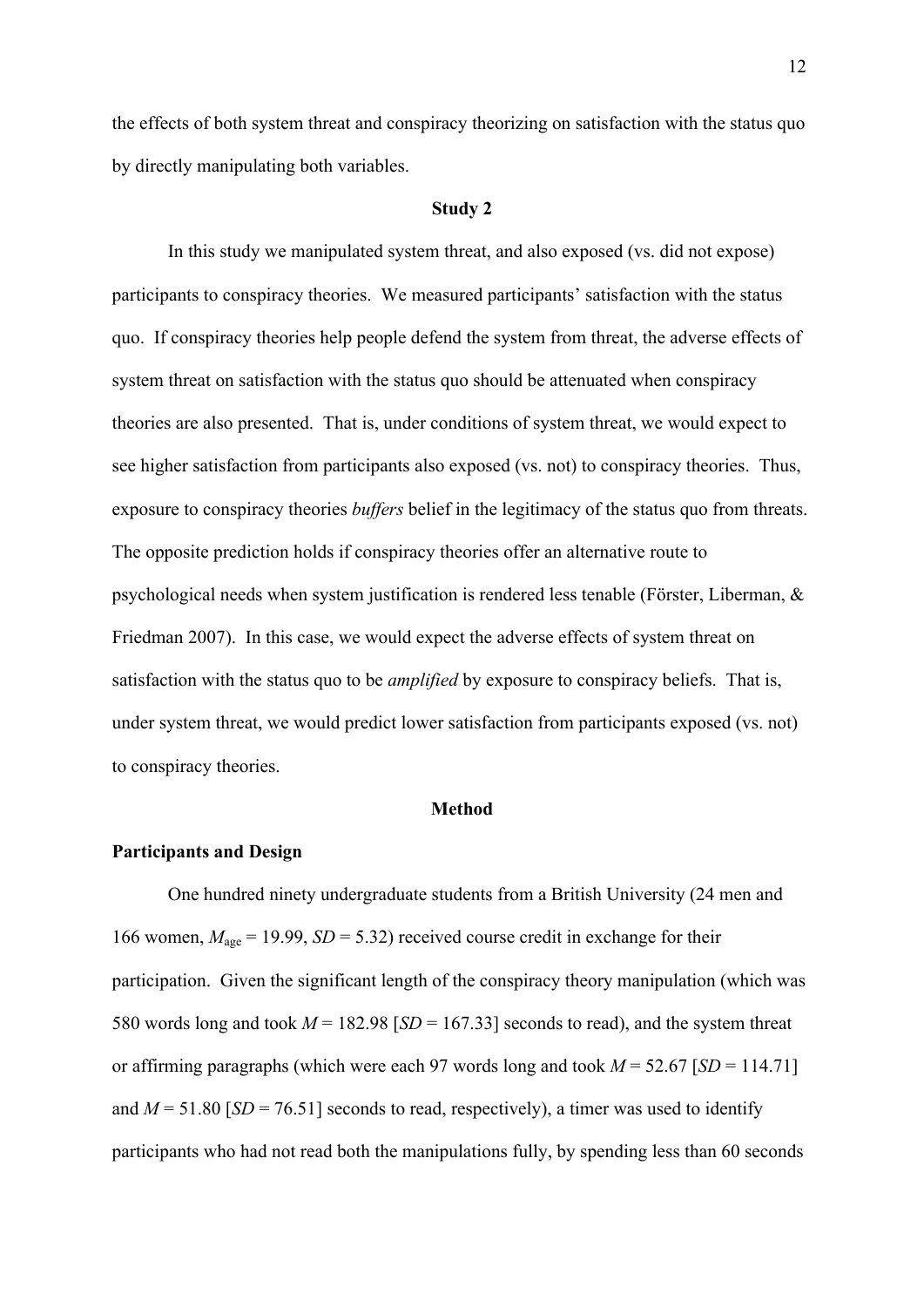the effects of both system threat and conspiracy theorizing on satisfaction with the status quo by directly manipulating both variables.

## Study 2

In this study we manipulated system threat, and also exposed (vs. did not expose) participants to conspiracy theories. We measured participants' satisfaction with the status quo. If conspiracy theories help people defend the system from threat, the adverse effects of system threat on satisfaction with the status quo should be attenuated when conspiracy theories are also presented. That is, under conditions of system threat, we would expect to see higher satisfaction from participants also exposed (vs. not) to conspiracy theories. Thus, exposure to conspiracy theories *buffers* belief in the legitimacy of the status quo from threats. The opposite prediction holds if conspiracy theories offer an alternative route to psychological needs when system justification is rendered less tenable (Förster, Liberman, & Friedman 2007). In this case, we would expect the adverse effects of system threat on satisfaction with the status quo to be *amplified* by exposure to conspiracy beliefs. That is, under system threat, we would predict lower satisfaction from participants exposed (vs. not) to conspiracy theories.

### Method

#### Participants and Design

One hundred ninety undergraduate students from a British University (24 men and 166 women, $M_{age}$ = 19.99, $SD$ = 5.32) received course credit in exchange for their participation. Given the significant length of the conspiracy theory manipulation (which was 580 words long and took $M$ = 182.98 [$SD$ = 167.33] seconds to read), and the system threat or affirming paragraphs (which were each 97 words long and took $M$ = 52.67 [$SD$ = 114.71] and $M$ = 51.80 [$SD$ = 76.51] seconds to read, respectively), a timer was used to identify participants who had not read both the manipulations fully, by spending less than 60 seconds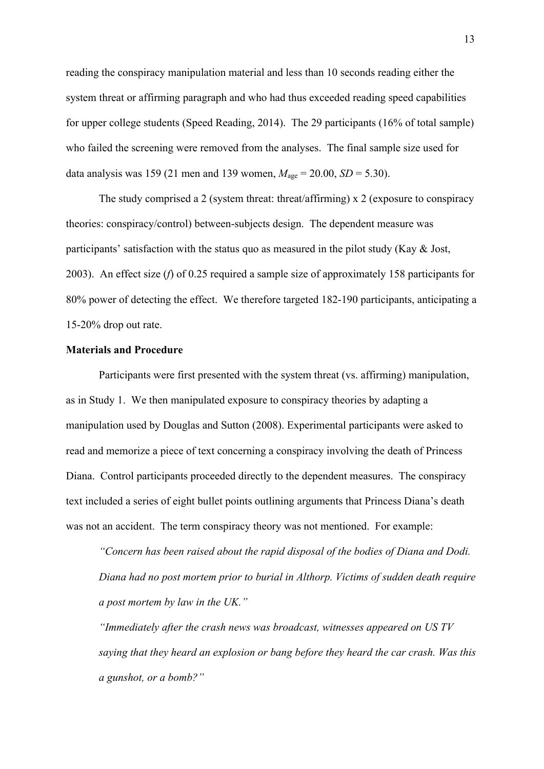reading the conspiracy manipulation material and less than 10 seconds reading either the system threat or affirming paragraph and who had thus exceeded reading speed capabilities for upper college students (Speed Reading, 2014). The 29 participants (16% of total sample) who failed the screening were removed from the analyses. The final sample size used for data analysis was 159 (21 men and 139 women, $M_{age}$ = 20.00, $SD$ = 5.30).

The study comprised a 2 (system threat: threat/affirming) x 2 (exposure to conspiracy theories: conspiracy/control) between-subjects design. The dependent measure was participants' satisfaction with the status quo as measured in the pilot study (Kay & Jost, 2003). An effect size ($f$) of 0.25 required a sample size of approximately 158 participants for 80% power of detecting the effect. We therefore targeted 182-190 participants, anticipating a 15-20% drop out rate.

**Materials and Procedure**

Participants were first presented with the system threat (vs. affirming) manipulation, as in Study 1. We then manipulated exposure to conspiracy theories by adapting a manipulation used by Douglas and Sutton (2008). Experimental participants were asked to read and memorize a piece of text concerning a conspiracy involving the death of Princess Diana. Control participants proceeded directly to the dependent measures. The conspiracy text included a series of eight bullet points outlining arguments that Princess Diana's death was not an accident. The term conspiracy theory was not mentioned. For example:

> *"Concern has been raised about the rapid disposal of the bodies of Diana and Dodi. Diana had no post mortem prior to burial in Althorp. Victims of sudden death require a post mortem by law in the UK."*
>
> *"Immediately after the crash news was broadcast, witnesses appeared on US TV saying that they heard an explosion or bang before they heard the car crash. Was this a gunshot, or a bomb?"*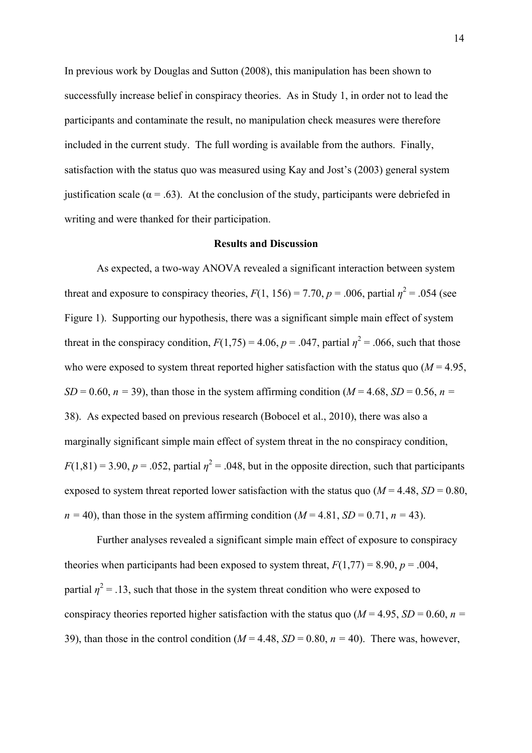In previous work by Douglas and Sutton (2008), this manipulation has been shown to successfully increase belief in conspiracy theories. As in Study 1, in order not to lead the participants and contaminate the result, no manipulation check measures were therefore included in the current study. The full wording is available from the authors. Finally, satisfaction with the status quo was measured using Kay and Jost's (2003) general system justification scale ($\alpha = .63$). At the conclusion of the study, participants were debriefed in writing and were thanked for their participation.

## Results and Discussion

As expected, a two-way ANOVA revealed a significant interaction between system threat and exposure to conspiracy theories, $F(1, 156) = 7.70$, $p = .006$, partial $\eta^2 = .054$ (see Figure 1). Supporting our hypothesis, there was a significant simple main effect of system threat in the conspiracy condition, $F(1,75) = 4.06$, $p = .047$, partial $\eta^2 = .066$, such that those who were exposed to system threat reported higher satisfaction with the status quo ($M = 4.95$, $SD = 0.60$, $n = 39$), than those in the system affirming condition ($M = 4.68$, $SD = 0.56$, $n = 38$). As expected based on previous research (Bobocel et al., 2010), there was also a marginally significant simple main effect of system threat in the no conspiracy condition, $F(1,81) = 3.90$, $p = .052$, partial $\eta^2 = .048$, but in the opposite direction, such that participants exposed to system threat reported lower satisfaction with the status quo ($M = 4.48$, $SD = 0.80$, $n = 40$), than those in the system affirming condition ($M = 4.81$, $SD = 0.71$, $n = 43$).

Further analyses revealed a significant simple main effect of exposure to conspiracy theories when participants had been exposed to system threat, $F(1,77) = 8.90$, $p = .004$, partial $\eta^2 = .13$, such that those in the system threat condition who were exposed to conspiracy theories reported higher satisfaction with the status quo ($M = 4.95$, $SD = 0.60$, $n = 39$), than those in the control condition ($M = 4.48$, $SD = 0.80$, $n = 40$). There was, however,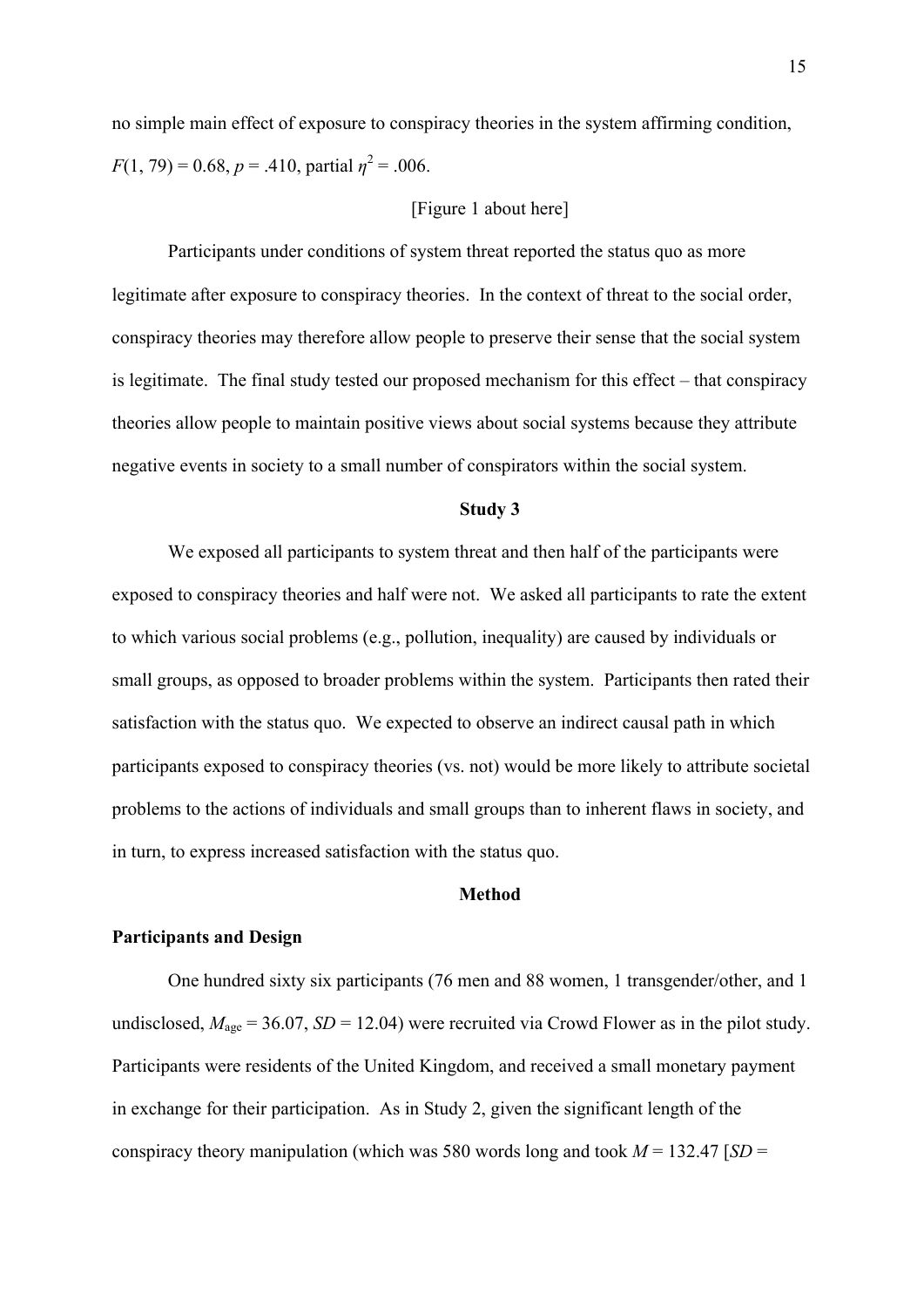no simple main effect of exposure to conspiracy theories in the system affirming condition, $F(1, 79) = 0.68$, $p = .410$, partial $\eta^2 = .006$.

[Figure 1 about here]

Participants under conditions of system threat reported the status quo as more legitimate after exposure to conspiracy theories. In the context of threat to the social order, conspiracy theories may therefore allow people to preserve their sense that the social system is legitimate. The final study tested our proposed mechanism for this effect – that conspiracy theories allow people to maintain positive views about social systems because they attribute negative events in society to a small number of conspirators within the social system.

## Study 3

We exposed all participants to system threat and then half of the participants were exposed to conspiracy theories and half were not. We asked all participants to rate the extent to which various social problems (e.g., pollution, inequality) are caused by individuals or small groups, as opposed to broader problems within the system. Participants then rated their satisfaction with the status quo. We expected to observe an indirect causal path in which participants exposed to conspiracy theories (vs. not) would be more likely to attribute societal problems to the actions of individuals and small groups than to inherent flaws in society, and in turn, to express increased satisfaction with the status quo.

### Method

#### Participants and Design

One hundred sixty six participants (76 men and 88 women, 1 transgender/other, and 1 undisclosed, $M_{age} = 36.07$, $SD = 12.04$) were recruited via Crowd Flower as in the pilot study. Participants were residents of the United Kingdom, and received a small monetary payment in exchange for their participation. As in Study 2, given the significant length of the conspiracy theory manipulation (which was 580 words long and took $M = 132.47$ [$SD =$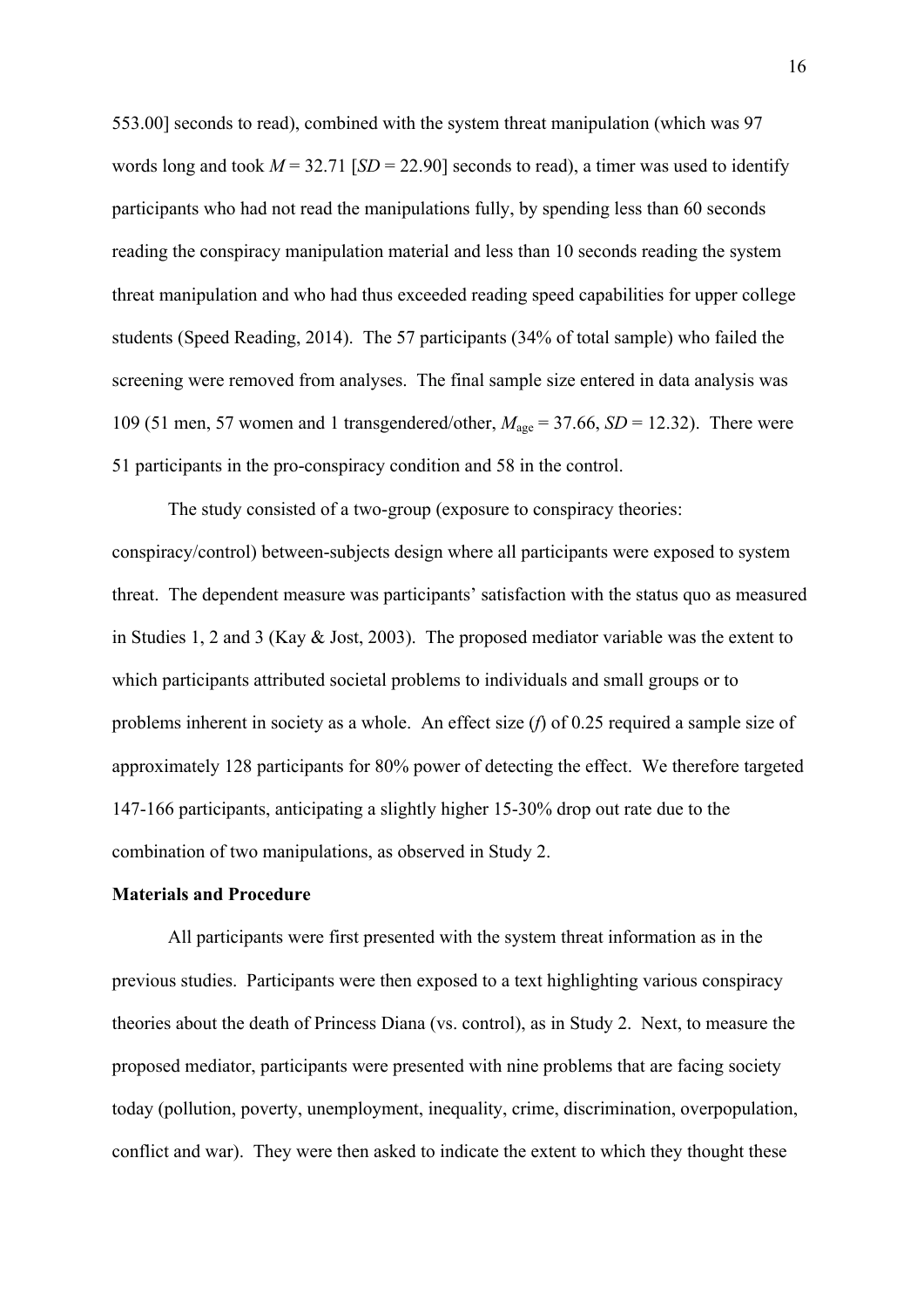553.00] seconds to read), combined with the system threat manipulation (which was 97 words long and took $M = 32.71$ [$SD = 22.90$] seconds to read), a timer was used to identify participants who had not read the manipulations fully, by spending less than 60 seconds reading the conspiracy manipulation material and less than 10 seconds reading the system threat manipulation and who had thus exceeded reading speed capabilities for upper college students (Speed Reading, 2014). The 57 participants (34% of total sample) who failed the screening were removed from analyses. The final sample size entered in data analysis was 109 (51 men, 57 women and 1 transgendered/other, $M_{age} = 37.66$, $SD = 12.32$). There were 51 participants in the pro-conspiracy condition and 58 in the control.

The study consisted of a two-group (exposure to conspiracy theories: conspiracy/control) between-subjects design where all participants were exposed to system threat. The dependent measure was participants' satisfaction with the status quo as measured in Studies 1, 2 and 3 (Kay & Jost, 2003). The proposed mediator variable was the extent to which participants attributed societal problems to individuals and small groups or to problems inherent in society as a whole. An effect size ($f$) of 0.25 required a sample size of approximately 128 participants for 80% power of detecting the effect. We therefore targeted 147-166 participants, anticipating a slightly higher 15-30% drop out rate due to the combination of two manipulations, as observed in Study 2.

**Materials and Procedure**

All participants were first presented with the system threat information as in the previous studies. Participants were then exposed to a text highlighting various conspiracy theories about the death of Princess Diana (vs. control), as in Study 2. Next, to measure the proposed mediator, participants were presented with nine problems that are facing society today (pollution, poverty, unemployment, inequality, crime, discrimination, overpopulation, conflict and war). They were then asked to indicate the extent to which they thought these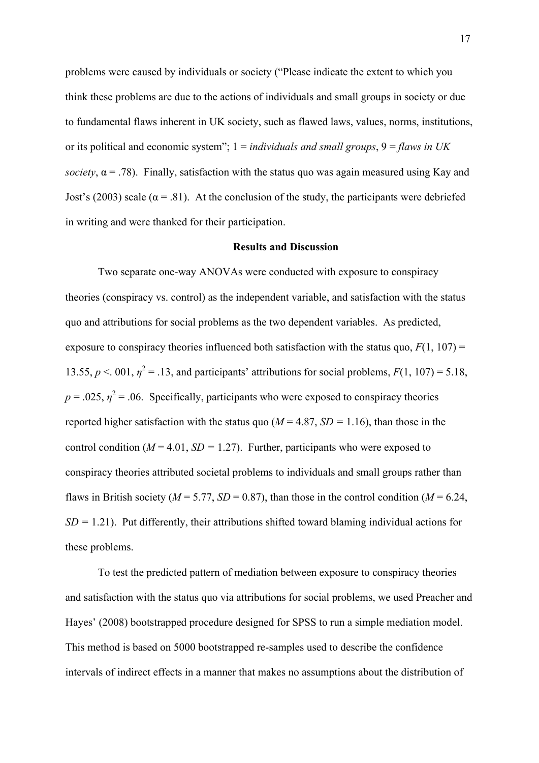problems were caused by individuals or society ("Please indicate the extent to which you think these problems are due to the actions of individuals and small groups in society or due to fundamental flaws inherent in UK society, such as flawed laws, values, norms, institutions, or its political and economic system"; 1 = *individuals and small groups*, 9 = *flaws in UK society*, $\alpha = .78$). Finally, satisfaction with the status quo was again measured using Kay and Jost's (2003) scale ($\alpha = .81$). At the conclusion of the study, the participants were debriefed in writing and were thanked for their participation.

**Results and Discussion**

Two separate one-way ANOVAs were conducted with exposure to conspiracy theories (conspiracy vs. control) as the independent variable, and satisfaction with the status quo and attributions for social problems as the two dependent variables. As predicted, exposure to conspiracy theories influenced both satisfaction with the status quo, $F(1, 107) = 13.55$, $p < .001$, $\eta^2 = .13$, and participants' attributions for social problems, $F(1, 107) = 5.18$, $p = .025$, $\eta^2 = .06$. Specifically, participants who were exposed to conspiracy theories reported higher satisfaction with the status quo ($M = 4.87$, $SD = 1.16$), than those in the control condition ($M = 4.01$, $SD = 1.27$). Further, participants who were exposed to conspiracy theories attributed societal problems to individuals and small groups rather than flaws in British society ($M = 5.77$, $SD = 0.87$), than those in the control condition ($M = 6.24$, $SD = 1.21$). Put differently, their attributions shifted toward blaming individual actions for these problems.

To test the predicted pattern of mediation between exposure to conspiracy theories and satisfaction with the status quo via attributions for social problems, we used Preacher and Hayes' (2008) bootstrapped procedure designed for SPSS to run a simple mediation model. This method is based on 5000 bootstrapped re-samples used to describe the confidence intervals of indirect effects in a manner that makes no assumptions about the distribution of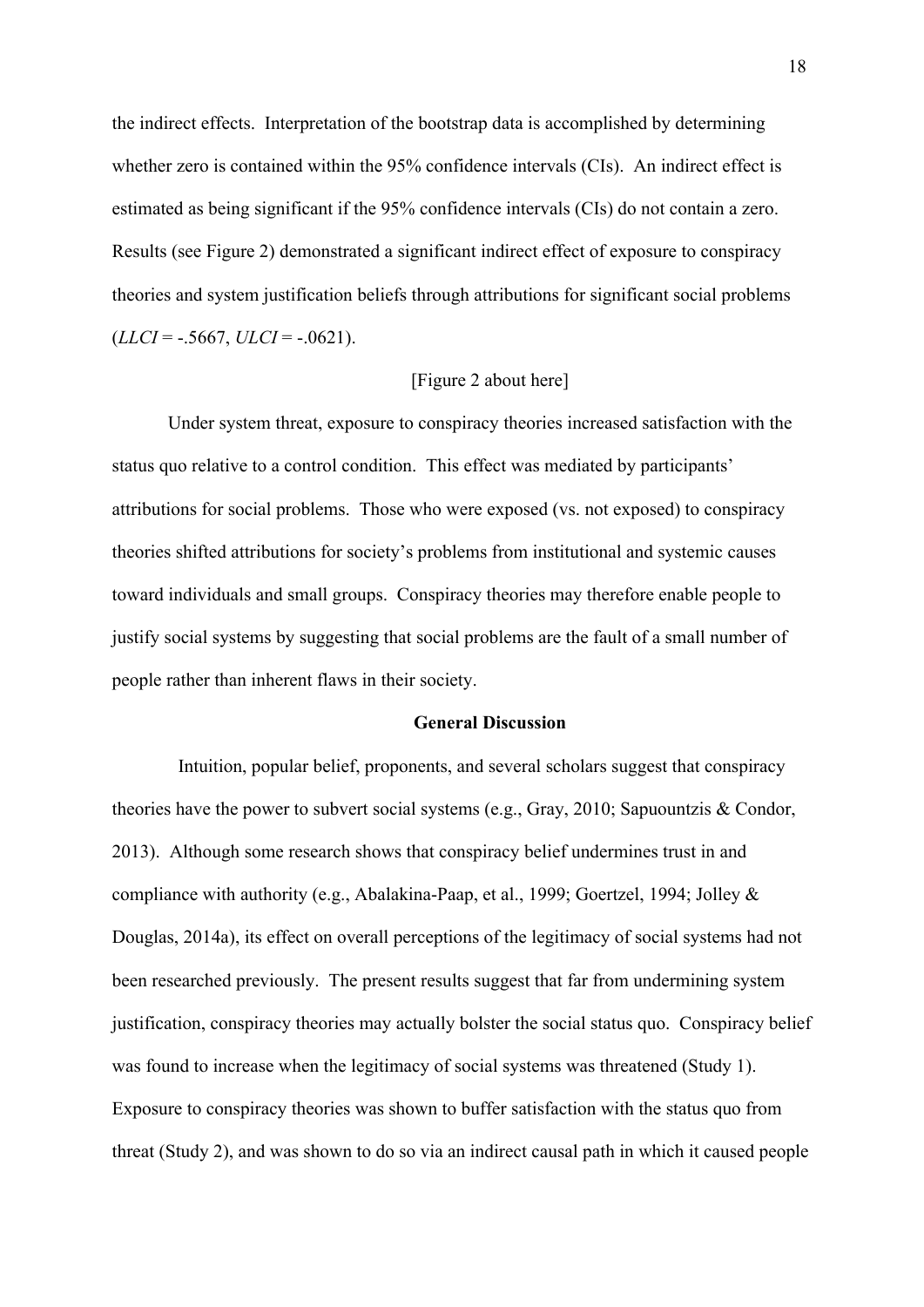the indirect effects. Interpretation of the bootstrap data is accomplished by determining whether zero is contained within the 95% confidence intervals (CIs). An indirect effect is estimated as being significant if the 95% confidence intervals (CIs) do not contain a zero. Results (see Figure 2) demonstrated a significant indirect effect of exposure to conspiracy theories and system justification beliefs through attributions for significant social problems (*LLCI* = -.5667, *ULCI* = -.0621).

[Figure 2 about here]

Under system threat, exposure to conspiracy theories increased satisfaction with the status quo relative to a control condition. This effect was mediated by participants' attributions for social problems. Those who were exposed (vs. not exposed) to conspiracy theories shifted attributions for society's problems from institutional and systemic causes toward individuals and small groups. Conspiracy theories may therefore enable people to justify social systems by suggesting that social problems are the fault of a small number of people rather than inherent flaws in their society.

## General Discussion

Intuition, popular belief, proponents, and several scholars suggest that conspiracy theories have the power to subvert social systems (e.g., Gray, 2010; Sapuountzis & Condor, 2013). Although some research shows that conspiracy belief undermines trust in and compliance with authority (e.g., Abalakina-Paap, et al., 1999; Goertzel, 1994; Jolley & Douglas, 2014a), its effect on overall perceptions of the legitimacy of social systems had not been researched previously. The present results suggest that far from undermining system justification, conspiracy theories may actually bolster the social status quo. Conspiracy belief was found to increase when the legitimacy of social systems was threatened (Study 1). Exposure to conspiracy theories was shown to buffer satisfaction with the status quo from threat (Study 2), and was shown to do so via an indirect causal path in which it caused people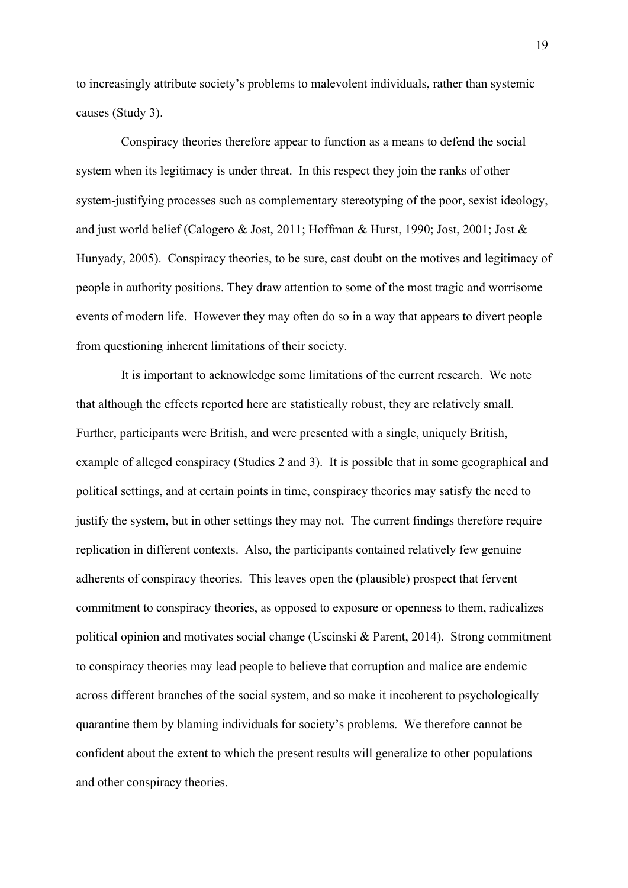to increasingly attribute society's problems to malevolent individuals, rather than systemic causes (Study 3).

Conspiracy theories therefore appear to function as a means to defend the social system when its legitimacy is under threat. In this respect they join the ranks of other system-justifying processes such as complementary stereotyping of the poor, sexist ideology, and just world belief (Calogero & Jost, 2011; Hoffman & Hurst, 1990; Jost, 2001; Jost & Hunyady, 2005). Conspiracy theories, to be sure, cast doubt on the motives and legitimacy of people in authority positions. They draw attention to some of the most tragic and worrisome events of modern life. However they may often do so in a way that appears to divert people from questioning inherent limitations of their society.

It is important to acknowledge some limitations of the current research. We note that although the effects reported here are statistically robust, they are relatively small. Further, participants were British, and were presented with a single, uniquely British, example of alleged conspiracy (Studies 2 and 3). It is possible that in some geographical and political settings, and at certain points in time, conspiracy theories may satisfy the need to justify the system, but in other settings they may not. The current findings therefore require replication in different contexts. Also, the participants contained relatively few genuine adherents of conspiracy theories. This leaves open the (plausible) prospect that fervent commitment to conspiracy theories, as opposed to exposure or openness to them, radicalizes political opinion and motivates social change (Uscinski & Parent, 2014). Strong commitment to conspiracy theories may lead people to believe that corruption and malice are endemic across different branches of the social system, and so make it incoherent to psychologically quarantine them by blaming individuals for society's problems. We therefore cannot be confident about the extent to which the present results will generalize to other populations and other conspiracy theories.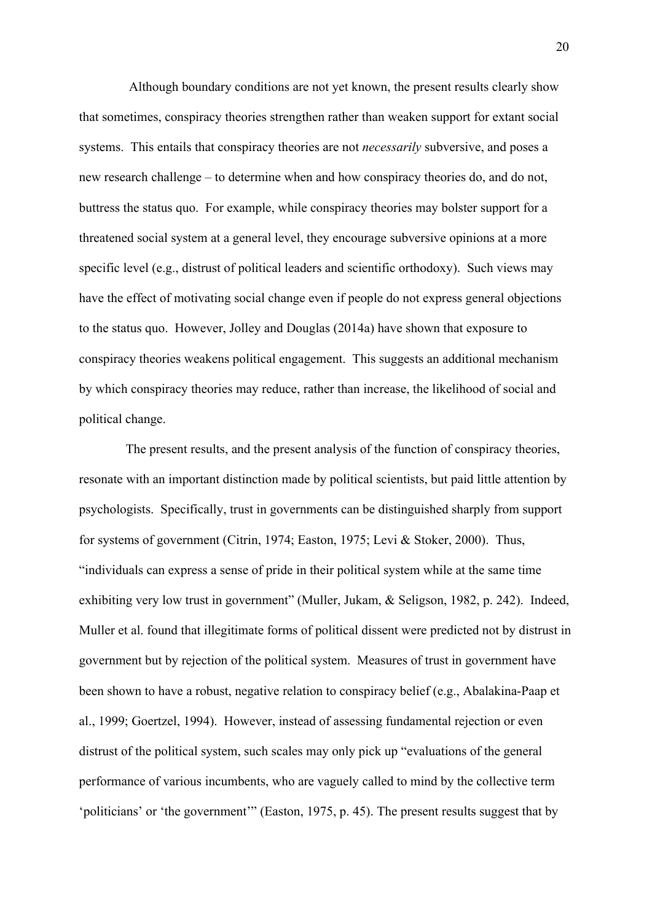Although boundary conditions are not yet known, the present results clearly show that sometimes, conspiracy theories strengthen rather than weaken support for extant social systems. This entails that conspiracy theories are not *necessarily* subversive, and poses a new research challenge – to determine when and how conspiracy theories do, and do not, buttress the status quo. For example, while conspiracy theories may bolster support for a threatened social system at a general level, they encourage subversive opinions at a more specific level (e.g., distrust of political leaders and scientific orthodoxy). Such views may have the effect of motivating social change even if people do not express general objections to the status quo. However, Jolley and Douglas (2014a) have shown that exposure to conspiracy theories weakens political engagement. This suggests an additional mechanism by which conspiracy theories may reduce, rather than increase, the likelihood of social and political change.

The present results, and the present analysis of the function of conspiracy theories, resonate with an important distinction made by political scientists, but paid little attention by psychologists. Specifically, trust in governments can be distinguished sharply from support for systems of government (Citrin, 1974; Easton, 1975; Levi & Stoker, 2000). Thus, "individuals can express a sense of pride in their political system while at the same time exhibiting very low trust in government" (Muller, Jukam, & Seligson, 1982, p. 242). Indeed, Muller et al. found that illegitimate forms of political dissent were predicted not by distrust in government but by rejection of the political system. Measures of trust in government have been shown to have a robust, negative relation to conspiracy belief (e.g., Abalakina-Paap et al., 1999; Goertzel, 1994). However, instead of assessing fundamental rejection or even distrust of the political system, such scales may only pick up "evaluations of the general performance of various incumbents, who are vaguely called to mind by the collective term 'politicians' or 'the government'" (Easton, 1975, p. 45). The present results suggest that by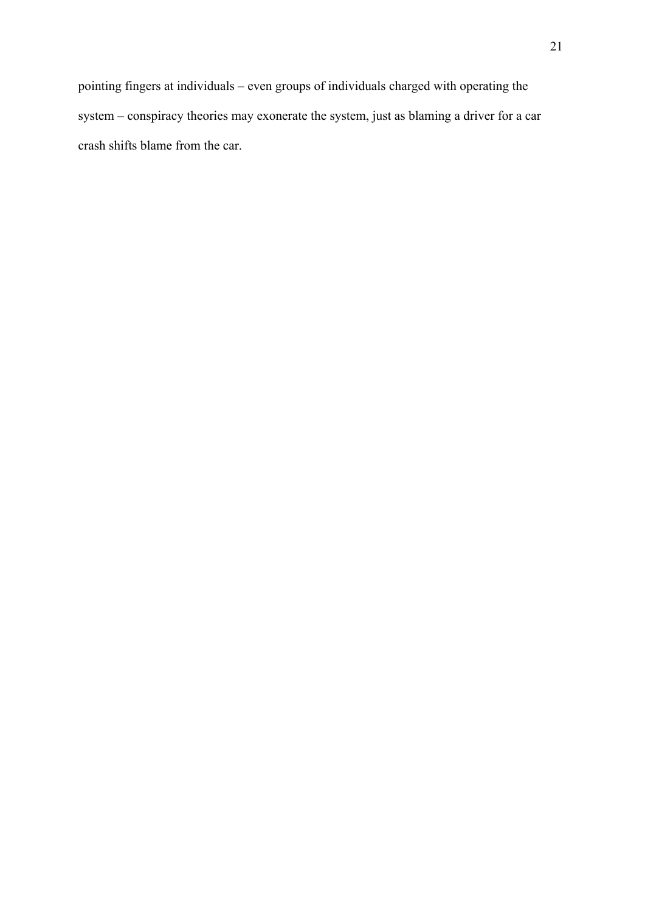pointing fingers at individuals – even groups of individuals charged with operating the system – conspiracy theories may exonerate the system, just as blaming a driver for a car crash shifts blame from the car.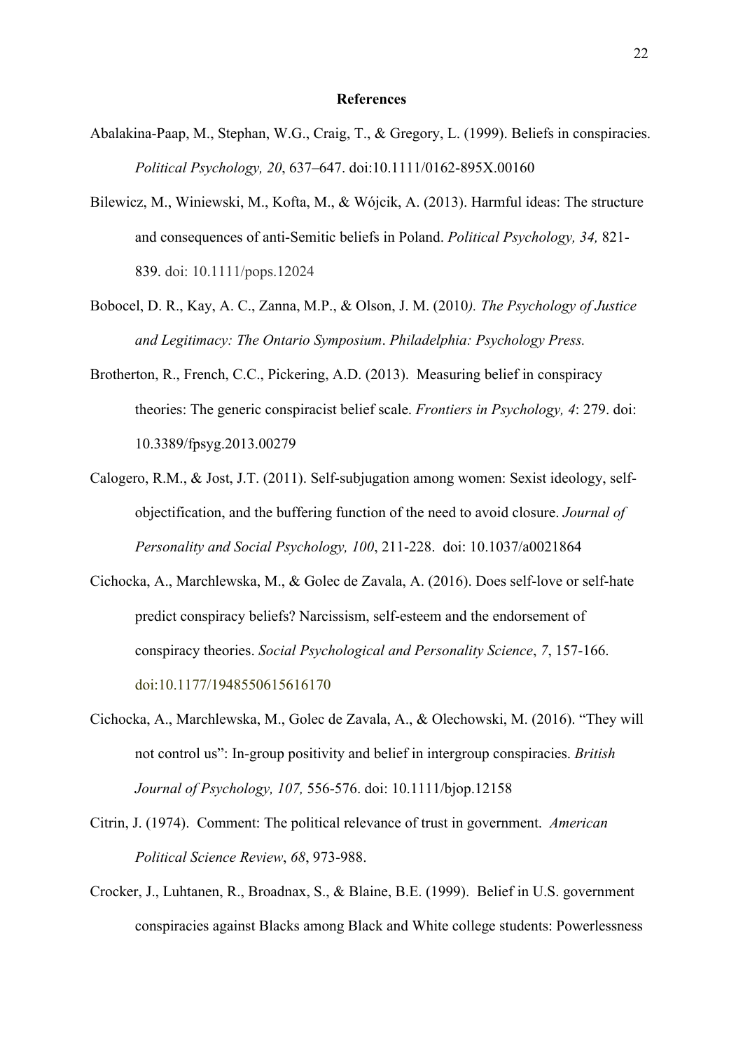## References

Abalakina-Paap, M., Stephan, W.G., Craig, T., & Gregory, L. (1999). Beliefs in conspiracies. *Political Psychology, 20*, 637–647. doi:10.1111/0162-895X.00160

Bilewicz, M., Winiewski, M., Kofta, M., & Wójcik, A. (2013). Harmful ideas: The structure and consequences of anti-Semitic beliefs in Poland. *Political Psychology, 34,* 821-839. doi: 10.1111/pops.12024

Bobocel, D. R., Kay, A. C., Zanna, M.P., & Olson, J. M. (2010*). The Psychology of Justice and Legitimacy: The Ontario Symposium*. *Philadelphia: Psychology Press.*

Brotherton, R., French, C.C., Pickering, A.D. (2013). Measuring belief in conspiracy theories: The generic conspiracist belief scale. *Frontiers in Psychology, 4*: 279. doi: 10.3389/fpsyg.2013.00279

Calogero, R.M., & Jost, J.T. (2011). Self-subjugation among women: Sexist ideology, self-objectification, and the buffering function of the need to avoid closure. *Journal of Personality and Social Psychology, 100*, 211-228. doi: 10.1037/a0021864

Cichocka, A., Marchlewska, M., & Golec de Zavala, A. (2016). Does self-love or self-hate predict conspiracy beliefs? Narcissism, self-esteem and the endorsement of conspiracy theories. *Social Psychological and Personality Science*, *7*, 157-166. doi:10.1177/1948550615616170

Cichocka, A., Marchlewska, M., Golec de Zavala, A., & Olechowski, M. (2016). "They will not control us": In-group positivity and belief in intergroup conspiracies. *British Journal of Psychology, 107,* 556-576. doi: 10.1111/bjop.12158

Citrin, J. (1974). Comment: The political relevance of trust in government. *American Political Science Review*, *68*, 973-988.

Crocker, J., Luhtanen, R., Broadnax, S., & Blaine, B.E. (1999). Belief in U.S. government conspiracies against Blacks among Black and White college students: Powerlessness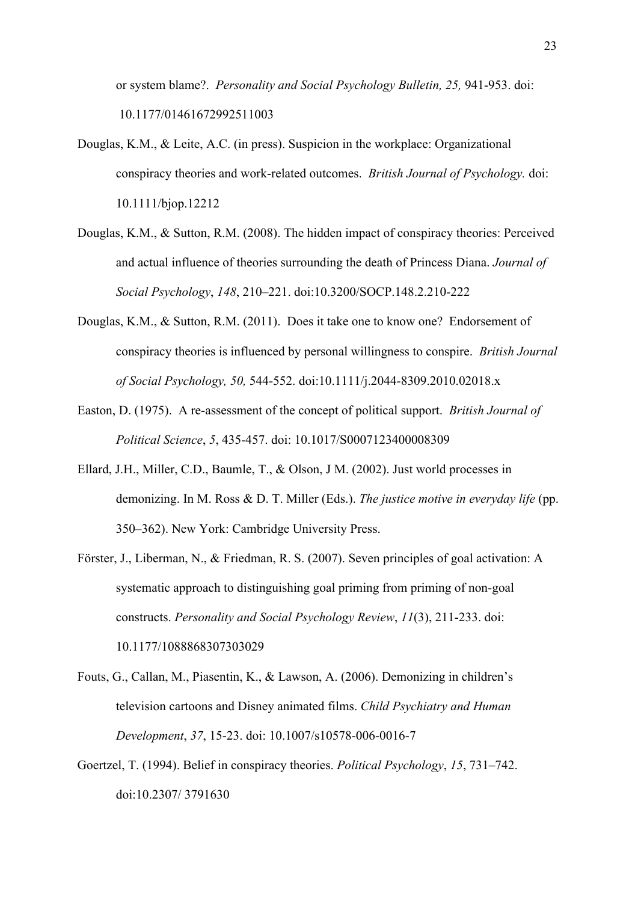or system blame?. *Personality and Social Psychology Bulletin, 25,* 941-953. doi: 10.1177/01461672992511003

Douglas, K.M., & Leite, A.C. (in press). Suspicion in the workplace: Organizational conspiracy theories and work-related outcomes. *British Journal of Psychology.* doi: 10.1111/bjop.12212

Douglas, K.M., & Sutton, R.M. (2008). The hidden impact of conspiracy theories: Perceived and actual influence of theories surrounding the death of Princess Diana. *Journal of Social Psychology*, *148*, 210–221. doi:10.3200/SOCP.148.2.210-222

Douglas, K.M., & Sutton, R.M. (2011). Does it take one to know one? Endorsement of conspiracy theories is influenced by personal willingness to conspire. *British Journal of Social Psychology, 50,* 544-552. doi:10.1111/j.2044-8309.2010.02018.x

Easton, D. (1975). A re-assessment of the concept of political support. *British Journal of Political Science*, *5*, 435-457. doi: 10.1017/S0007123400008309

Ellard, J.H., Miller, C.D., Baumle, T., & Olson, J M. (2002). Just world processes in demonizing. In M. Ross & D. T. Miller (Eds.). *The justice motive in everyday life* (pp. 350–362). New York: Cambridge University Press.

Förster, J., Liberman, N., & Friedman, R. S. (2007). Seven principles of goal activation: A systematic approach to distinguishing goal priming from priming of non-goal constructs. *Personality and Social Psychology Review*, *11*(3), 211-233. doi: 10.1177/1088868307303029

Fouts, G., Callan, M., Piasentin, K., & Lawson, A. (2006). Demonizing in children's television cartoons and Disney animated films. *Child Psychiatry and Human Development*, *37*, 15-23. doi: 10.1007/s10578-006-0016-7

Goertzel, T. (1994). Belief in conspiracy theories. *Political Psychology*, *15*, 731–742. doi:10.2307/ 3791630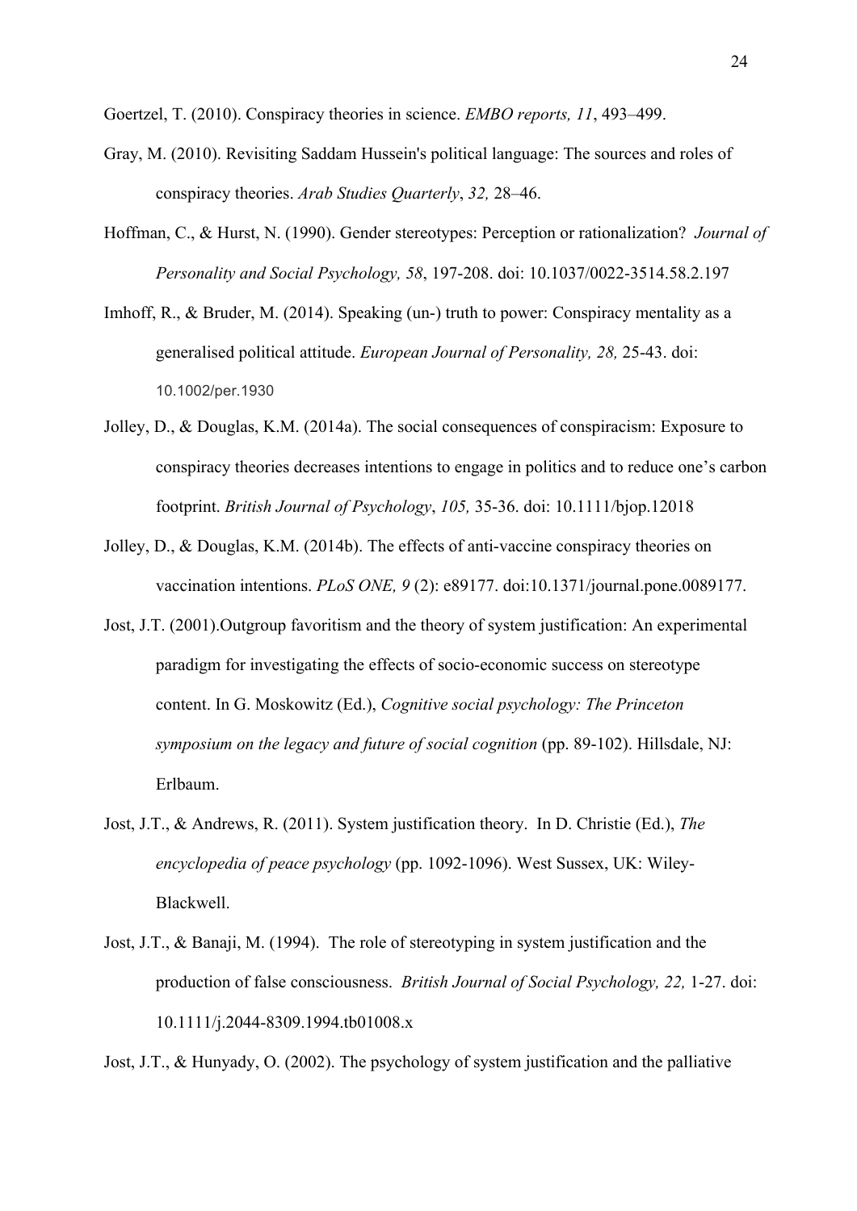Goertzel, T. (2010). Conspiracy theories in science. *EMBO reports, 11*, 493–499.

Gray, M. (2010). Revisiting Saddam Hussein's political language: The sources and roles of conspiracy theories. *Arab Studies Quarterly*, *32,* 28–46.

Hoffman, C., & Hurst, N. (1990). Gender stereotypes: Perception or rationalization? *Journal of Personality and Social Psychology, 58*, 197-208. doi: 10.1037/0022-3514.58.2.197

Imhoff, R., & Bruder, M. (2014). Speaking (un-) truth to power: Conspiracy mentality as a generalised political attitude. *European Journal of Personality, 28,* 25-43. doi: 10.1002/per.1930

Jolley, D., & Douglas, K.M. (2014a). The social consequences of conspiracism: Exposure to conspiracy theories decreases intentions to engage in politics and to reduce one's carbon footprint. *British Journal of Psychology*, *105,* 35-36. doi: 10.1111/bjop.12018

Jolley, D., & Douglas, K.M. (2014b). The effects of anti-vaccine conspiracy theories on vaccination intentions. *PLoS ONE, 9* (2): e89177. doi:10.1371/journal.pone.0089177.

Jost, J.T. (2001).Outgroup favoritism and the theory of system justification: An experimental paradigm for investigating the effects of socio-economic success on stereotype content. In G. Moskowitz (Ed.), *Cognitive social psychology: The Princeton symposium on the legacy and future of social cognition* (pp. 89-102). Hillsdale, NJ: Erlbaum.

Jost, J.T., & Andrews, R. (2011). System justification theory. In D. Christie (Ed.), *The encyclopedia of peace psychology* (pp. 1092-1096). West Sussex, UK: Wiley-Blackwell.

Jost, J.T., & Banaji, M. (1994). The role of stereotyping in system justification and the production of false consciousness. *British Journal of Social Psychology, 22,* 1-27. doi: 10.1111/j.2044-8309.1994.tb01008.x

Jost, J.T., & Hunyady, O. (2002). The psychology of system justification and the palliative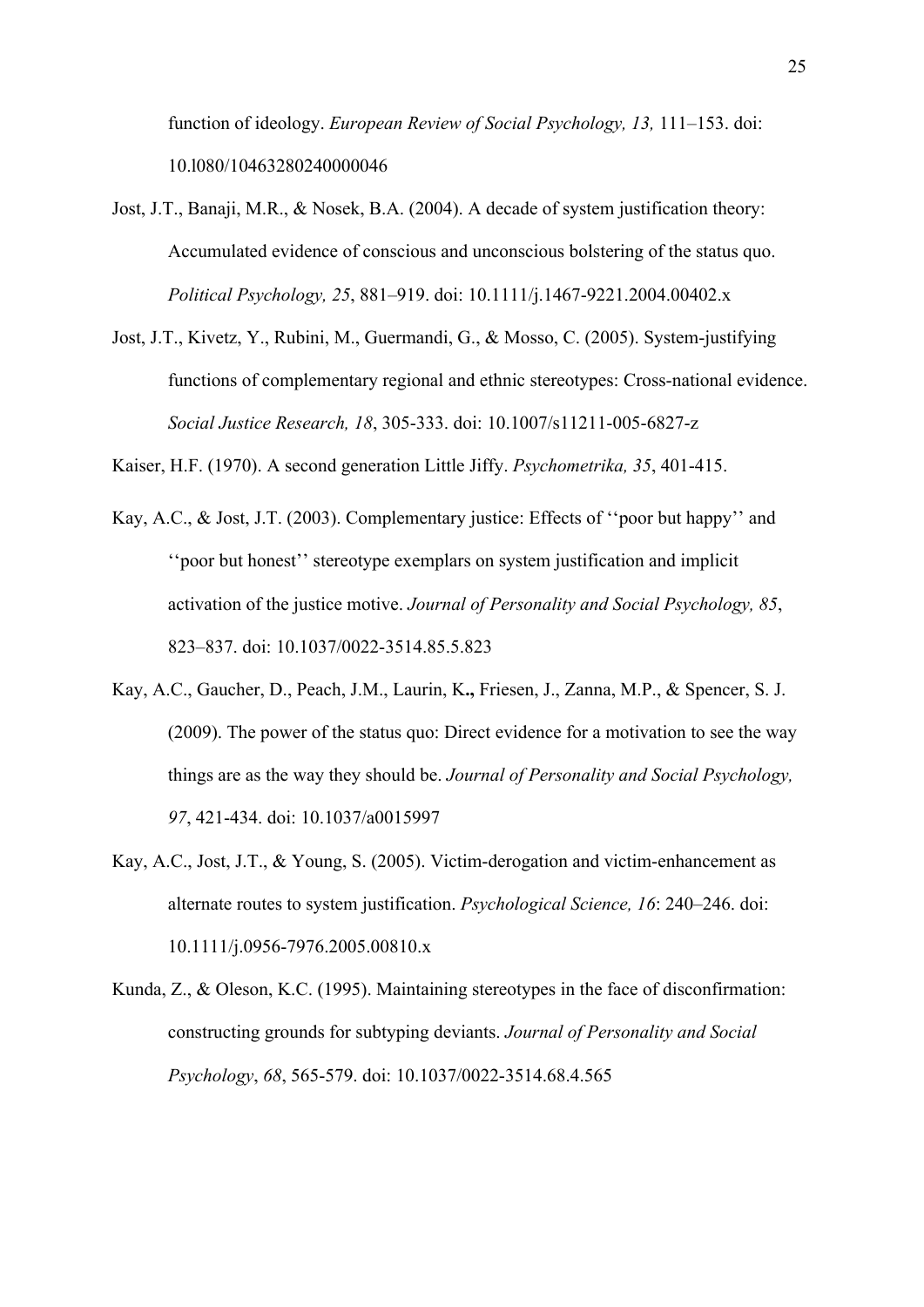function of ideology. *European Review of Social Psychology, 13,* 111–153. doi: 10.l080/10463280240000046

Jost, J.T., Banaji, M.R., & Nosek, B.A. (2004). A decade of system justification theory: Accumulated evidence of conscious and unconscious bolstering of the status quo. *Political Psychology, 25*, 881–919. doi: 10.1111/j.1467-9221.2004.00402.x

Jost, J.T., Kivetz, Y., Rubini, M., Guermandi, G., & Mosso, C. (2005). System-justifying functions of complementary regional and ethnic stereotypes: Cross-national evidence. *Social Justice Research, 18*, 305-333. doi: 10.1007/s11211-005-6827-z

Kaiser, H.F. (1970). A second generation Little Jiffy. *Psychometrika, 35*, 401-415.

Kay, A.C., & Jost, J.T. (2003). Complementary justice: Effects of ''poor but happy'' and ''poor but honest'' stereotype exemplars on system justification and implicit activation of the justice motive. *Journal of Personality and Social Psychology, 85*, 823–837. doi: 10.1037/0022-3514.85.5.823

Kay, A.C., Gaucher, D., Peach, J.M., Laurin, K**.,** Friesen, J., Zanna, M.P., & Spencer, S. J. (2009). The power of the status quo: Direct evidence for a motivation to see the way things are as the way they should be. *Journal of Personality and Social Psychology, 97*, 421-434. doi: 10.1037/a0015997

Kay, A.C., Jost, J.T., & Young, S. (2005). Victim-derogation and victim-enhancement as alternate routes to system justification. *Psychological Science, 16*: 240–246. doi: 10.1111/j.0956-7976.2005.00810.x

Kunda, Z., & Oleson, K.C. (1995). Maintaining stereotypes in the face of disconfirmation: constructing grounds for subtyping deviants. *Journal of Personality and Social Psychology*, *68*, 565-579. doi: 10.1037/0022-3514.68.4.565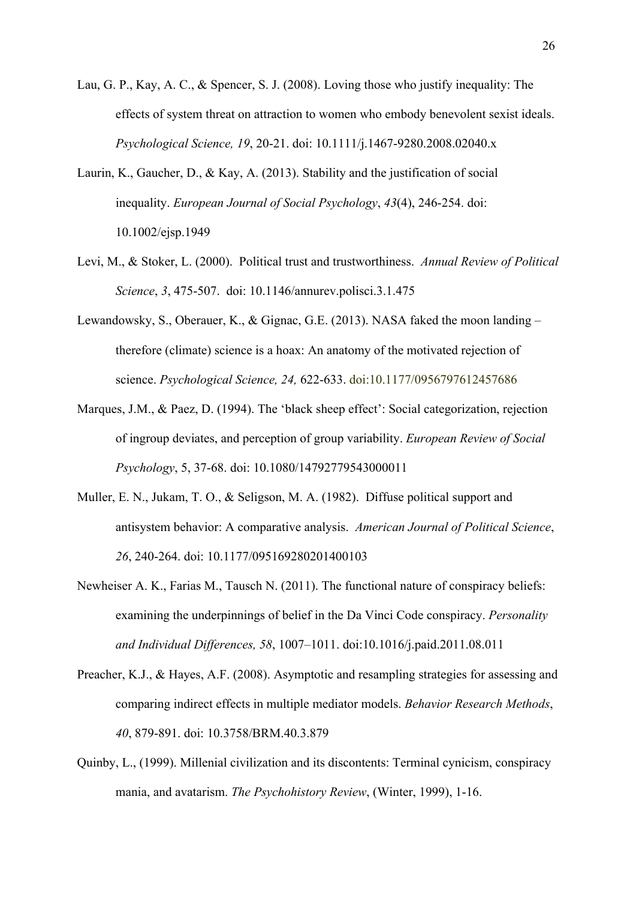Lau, G. P., Kay, A. C., & Spencer, S. J. (2008). Loving those who justify inequality: The effects of system threat on attraction to women who embody benevolent sexist ideals. *Psychological Science, 19*, 20-21. doi: 10.1111/j.1467-9280.2008.02040.x

Laurin, K., Gaucher, D., & Kay, A. (2013). Stability and the justification of social inequality. *European Journal of Social Psychology*, *43*(4), 246-254. doi: 10.1002/ejsp.1949

Levi, M., & Stoker, L. (2000). Political trust and trustworthiness. *Annual Review of Political Science*, *3*, 475-507. doi: 10.1146/annurev.polisci.3.1.475

Lewandowsky, S., Oberauer, K., & Gignac, G.E. (2013). NASA faked the moon landing – therefore (climate) science is a hoax: An anatomy of the motivated rejection of science. *Psychological Science, 24,* 622-633. doi:10.1177/0956797612457686

Marques, J.M., & Paez, D. (1994). The 'black sheep effect': Social categorization, rejection of ingroup deviates, and perception of group variability. *European Review of Social Psychology*, 5, 37-68. doi: 10.1080/14792779543000011

Muller, E. N., Jukam, T. O., & Seligson, M. A. (1982). Diffuse political support and antisystem behavior: A comparative analysis. *American Journal of Political Science*, *26*, 240-264. doi: 10.1177/095169280201400103

Newheiser A. K., Farias M., Tausch N. (2011). The functional nature of conspiracy beliefs: examining the underpinnings of belief in the Da Vinci Code conspiracy. *Personality and Individual Differences, 58*, 1007–1011. doi:10.1016/j.paid.2011.08.011

Preacher, K.J., & Hayes, A.F. (2008). Asymptotic and resampling strategies for assessing and comparing indirect effects in multiple mediator models. *Behavior Research Methods*, *40*, 879-891. doi: 10.3758/BRM.40.3.879

Quinby, L., (1999). Millenial civilization and its discontents: Terminal cynicism, conspiracy mania, and avatarism. *The Psychohistory Review*, (Winter, 1999), 1-16.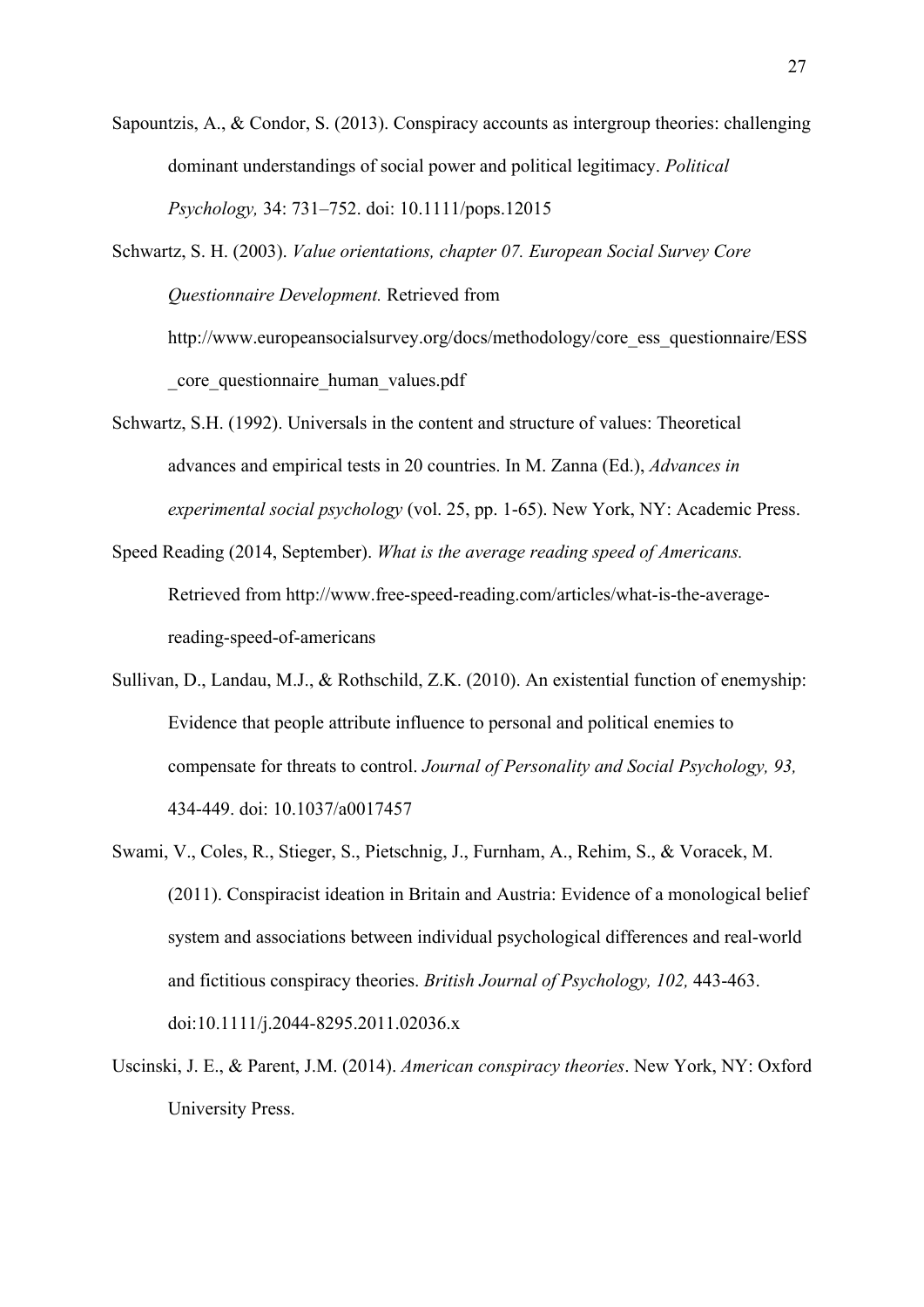Sapountzis, A., & Condor, S. (2013). Conspiracy accounts as intergroup theories: challenging dominant understandings of social power and political legitimacy. *Political Psychology,* 34: 731–752. doi: 10.1111/pops.12015

Schwartz, S. H. (2003). *Value orientations, chapter 07. European Social Survey Core Questionnaire Development.* Retrieved from http://www.europeansocialsurvey.org/docs/methodology/core_ess_questionnaire/ESS_core_questionnaire_human_values.pdf

Schwartz, S.H. (1992). Universals in the content and structure of values: Theoretical advances and empirical tests in 20 countries. In M. Zanna (Ed.), *Advances in experimental social psychology* (vol. 25, pp. 1-65). New York, NY: Academic Press.

Speed Reading (2014, September). *What is the average reading speed of Americans.* Retrieved from http://www.free-speed-reading.com/articles/what-is-the-average-reading-speed-of-americans

Sullivan, D., Landau, M.J., & Rothschild, Z.K. (2010). An existential function of enemyship: Evidence that people attribute influence to personal and political enemies to compensate for threats to control. *Journal of Personality and Social Psychology, 93,* 434-449. doi: 10.1037/a0017457

Swami, V., Coles, R., Stieger, S., Pietschnig, J., Furnham, A., Rehim, S., & Voracek, M. (2011). Conspiracist ideation in Britain and Austria: Evidence of a monological belief system and associations between individual psychological differences and real-world and fictitious conspiracy theories. *British Journal of Psychology, 102,* 443-463. doi:10.1111/j.2044-8295.2011.02036.x

Uscinski, J. E., & Parent, J.M. (2014). *American conspiracy theories*. New York, NY: Oxford University Press.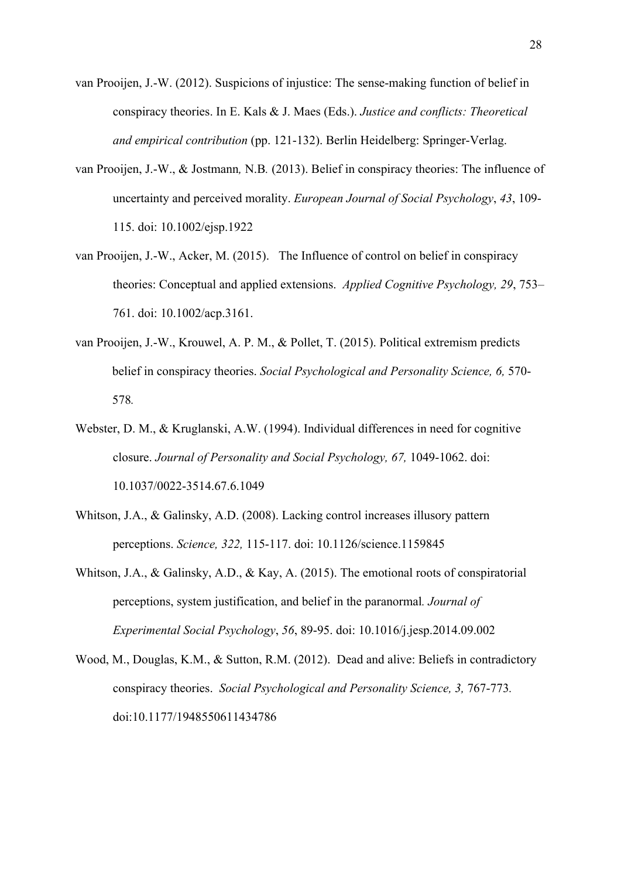van Prooijen, J.-W. (2012). Suspicions of injustice: The sense-making function of belief in conspiracy theories. In E. Kals & J. Maes (Eds.). *Justice and conflicts: Theoretical and empirical contribution* (pp. 121-132). Berlin Heidelberg: Springer-Verlag.

van Prooijen, J.-W., & Jostmann, N.B. (2013). Belief in conspiracy theories: The influence of uncertainty and perceived morality. *European Journal of Social Psychology*, *43*, 109-115. doi: 10.1002/ejsp.1922

van Prooijen, J.-W., Acker, M. (2015). The Influence of control on belief in conspiracy theories: Conceptual and applied extensions. *Applied Cognitive Psychology, 29*, 753–761. doi: 10.1002/acp.3161.

van Prooijen, J.-W., Krouwel, A. P. M., & Pollet, T. (2015). Political extremism predicts belief in conspiracy theories. *Social Psychological and Personality Science, 6,* 570-578*.*

Webster, D. M., & Kruglanski, A.W. (1994). Individual differences in need for cognitive closure. *Journal of Personality and Social Psychology, 67,* 1049-1062. doi: 10.1037/0022-3514.67.6.1049

Whitson, J.A., & Galinsky, A.D. (2008). Lacking control increases illusory pattern perceptions. *Science, 322,* 115-117. doi: 10.1126/science.1159845

Whitson, J.A., & Galinsky, A.D., & Kay, A. (2015). The emotional roots of conspiratorial perceptions, system justification, and belief in the paranormal*. Journal of Experimental Social Psychology*, *56*, 89-95. doi: 10.1016/j.jesp.2014.09.002

Wood, M., Douglas, K.M., & Sutton, R.M. (2012). Dead and alive: Beliefs in contradictory conspiracy theories. *Social Psychological and Personality Science, 3,* 767-773*.* doi:10.1177/1948550611434786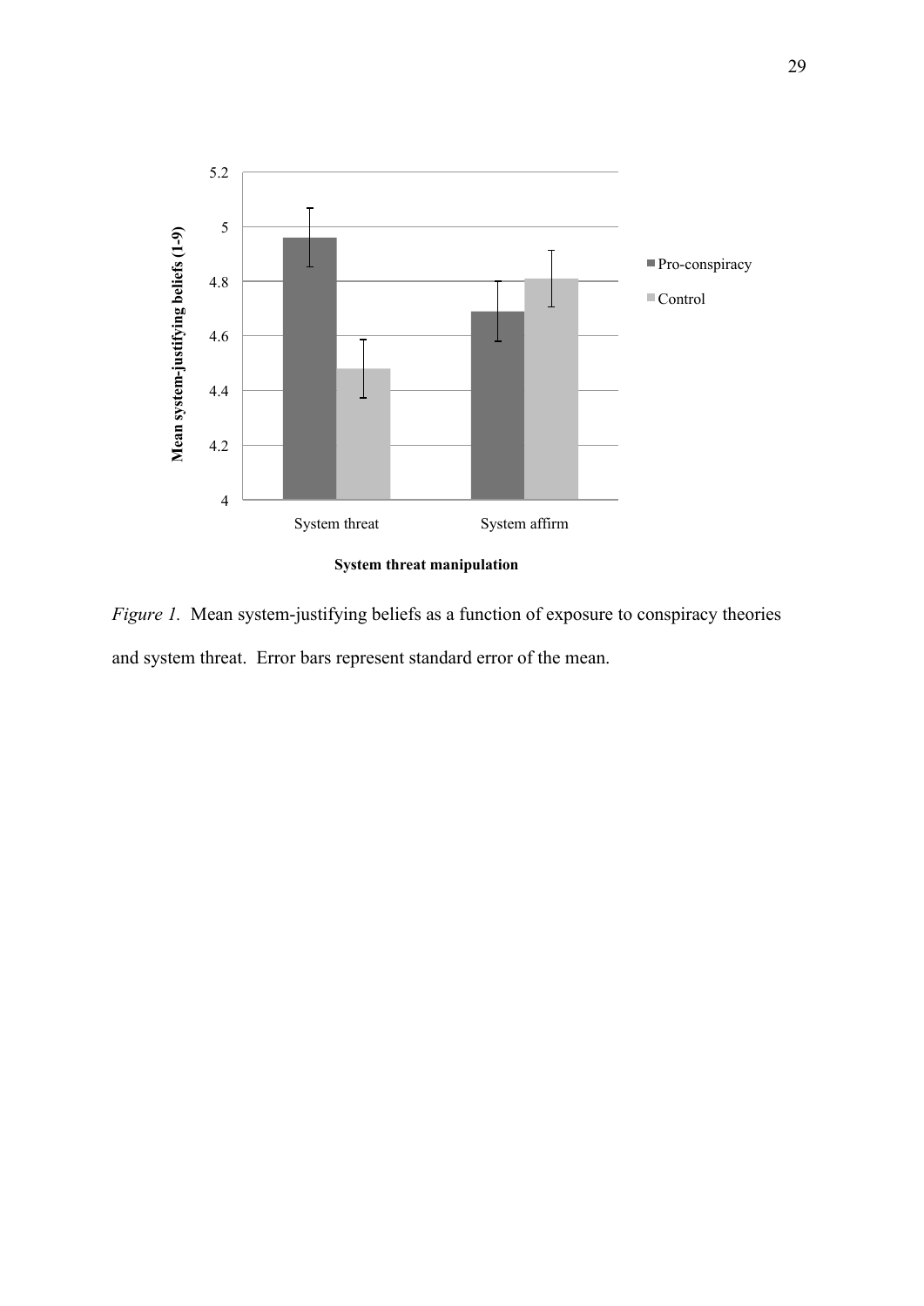*Figure 1.* Mean system-justifying beliefs as a function of exposure to conspiracy theories and system threat. Error bars represent standard error of the mean.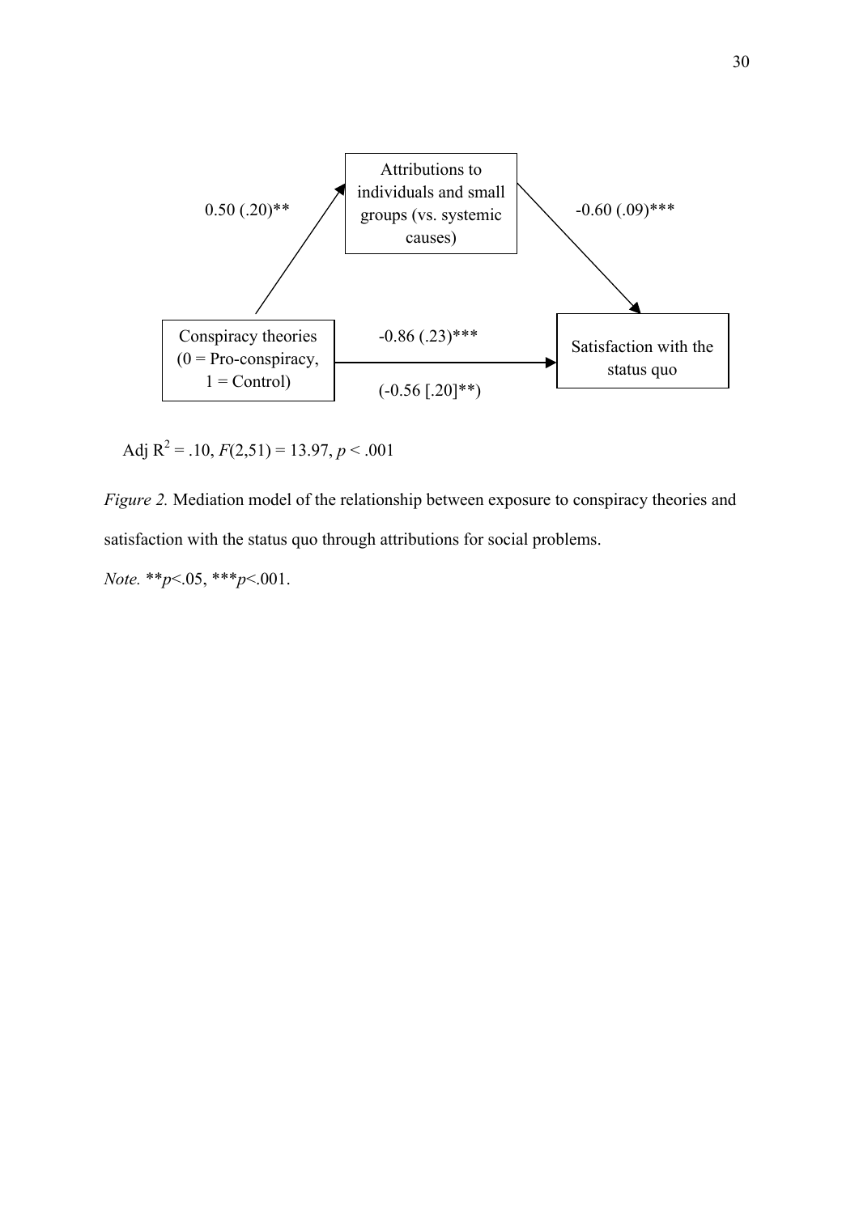Attributions to individuals and small groups (vs. systemic causes)

0.50 (.20)**

-0.60 (.09)***

Conspiracy theories (0 = Pro-conspiracy, 1 = Control)

-0.86 (.23)***

(-0.56 [.20]**)

Satisfaction with the status quo

Adj $R^2$ = .10, $F(2,51) = 13.97$, $p < .001$

*Figure 2.* Mediation model of the relationship between exposure to conspiracy theories and satisfaction with the status quo through attributions for social problems.

*Note.* $^{**}p<.05$, $^{***}p<.001$.